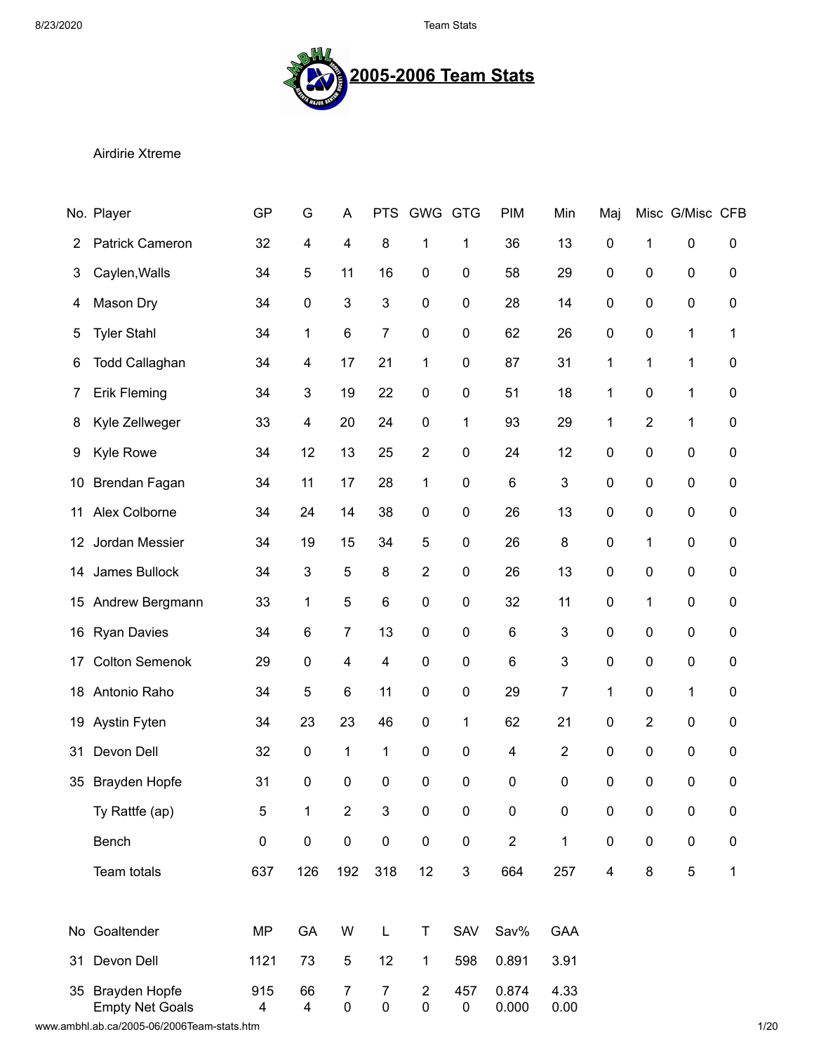# 2005-2006 Team Stats

Airdirie Xtreme

| No. | Player | GP | G | A | PTS | GWG | GTG | PIM | Min | Maj | Misc | G/Misc | CFB |
|---|---|---|---|---|---|---|---|---|---|---|---|---|---|
| 2 | Patrick Cameron | 32 | 4 | 4 | 8 | 1 | 1 | 36 | 13 | 0 | 1 | 0 | 0 |
| 3 | Caylen,Walls | 34 | 5 | 11 | 16 | 0 | 0 | 58 | 29 | 0 | 0 | 0 | 0 |
| 4 | Mason Dry | 34 | 0 | 3 | 3 | 0 | 0 | 28 | 14 | 0 | 0 | 0 | 0 |
| 5 | Tyler Stahl | 34 | 1 | 6 | 7 | 0 | 0 | 62 | 26 | 0 | 0 | 1 | 1 |
| 6 | Todd Callaghan | 34 | 4 | 17 | 21 | 1 | 0 | 87 | 31 | 1 | 1 | 1 | 0 |
| 7 | Erik Fleming | 34 | 3 | 19 | 22 | 0 | 0 | 51 | 18 | 1 | 0 | 1 | 0 |
| 8 | Kyle Zellweger | 33 | 4 | 20 | 24 | 0 | 1 | 93 | 29 | 1 | 2 | 1 | 0 |
| 9 | Kyle Rowe | 34 | 12 | 13 | 25 | 2 | 0 | 24 | 12 | 0 | 0 | 0 | 0 |
| 10 | Brendan Fagan | 34 | 11 | 17 | 28 | 1 | 0 | 6 | 3 | 0 | 0 | 0 | 0 |
| 11 | Alex Colborne | 34 | 24 | 14 | 38 | 0 | 0 | 26 | 13 | 0 | 0 | 0 | 0 |
| 12 | Jordan Messier | 34 | 19 | 15 | 34 | 5 | 0 | 26 | 8 | 0 | 1 | 0 | 0 |
| 14 | James Bullock | 34 | 3 | 5 | 8 | 2 | 0 | 26 | 13 | 0 | 0 | 0 | 0 |
| 15 | Andrew Bergmann | 33 | 1 | 5 | 6 | 0 | 0 | 32 | 11 | 0 | 1 | 0 | 0 |
| 16 | Ryan Davies | 34 | 6 | 7 | 13 | 0 | 0 | 6 | 3 | 0 | 0 | 0 | 0 |
| 17 | Colton Semenok | 29 | 0 | 4 | 4 | 0 | 0 | 6 | 3 | 0 | 0 | 0 | 0 |
| 18 | Antonio Raho | 34 | 5 | 6 | 11 | 0 | 0 | 29 | 7 | 1 | 0 | 1 | 0 |
| 19 | Aystin Fyten | 34 | 23 | 23 | 46 | 0 | 1 | 62 | 21 | 0 | 2 | 0 | 0 |
| 31 | Devon Dell | 32 | 0 | 1 | 1 | 0 | 0 | 4 | 2 | 0 | 0 | 0 | 0 |
| 35 | Brayden Hopfe | 31 | 0 | 0 | 0 | 0 | 0 | 0 | 0 | 0 | 0 | 0 | 0 |
| | Ty Rattfe (ap) | 5 | 1 | 2 | 3 | 0 | 0 | 0 | 0 | 0 | 0 | 0 | 0 |
| | Bench | 0 | 0 | 0 | 0 | 0 | 0 | 2 | 1 | 0 | 0 | 0 | 0 |
| | Team totals | 637 | 126 | 192 | 318 | 12 | 3 | 664 | 257 | 4 | 8 | 5 | 1 |

| No | Goaltender | MP | GA | W | L | T | SAV | Sav% | GAA |
|---|---|---|---|---|---|---|---|---|---|
| 31 | Devon Dell | 1121 | 73 | 5 | 12 | 1 | 598 | 0.891 | 3.91 |
| 35 | Brayden Hopfe | 915 | 66 | 7 | 7 | 2 | 457 | 0.874 | 4.33 |
| | Empty Net Goals | 4 | 4 | 0 | 0 | 0 | 0 | 0.000 | 0.00 |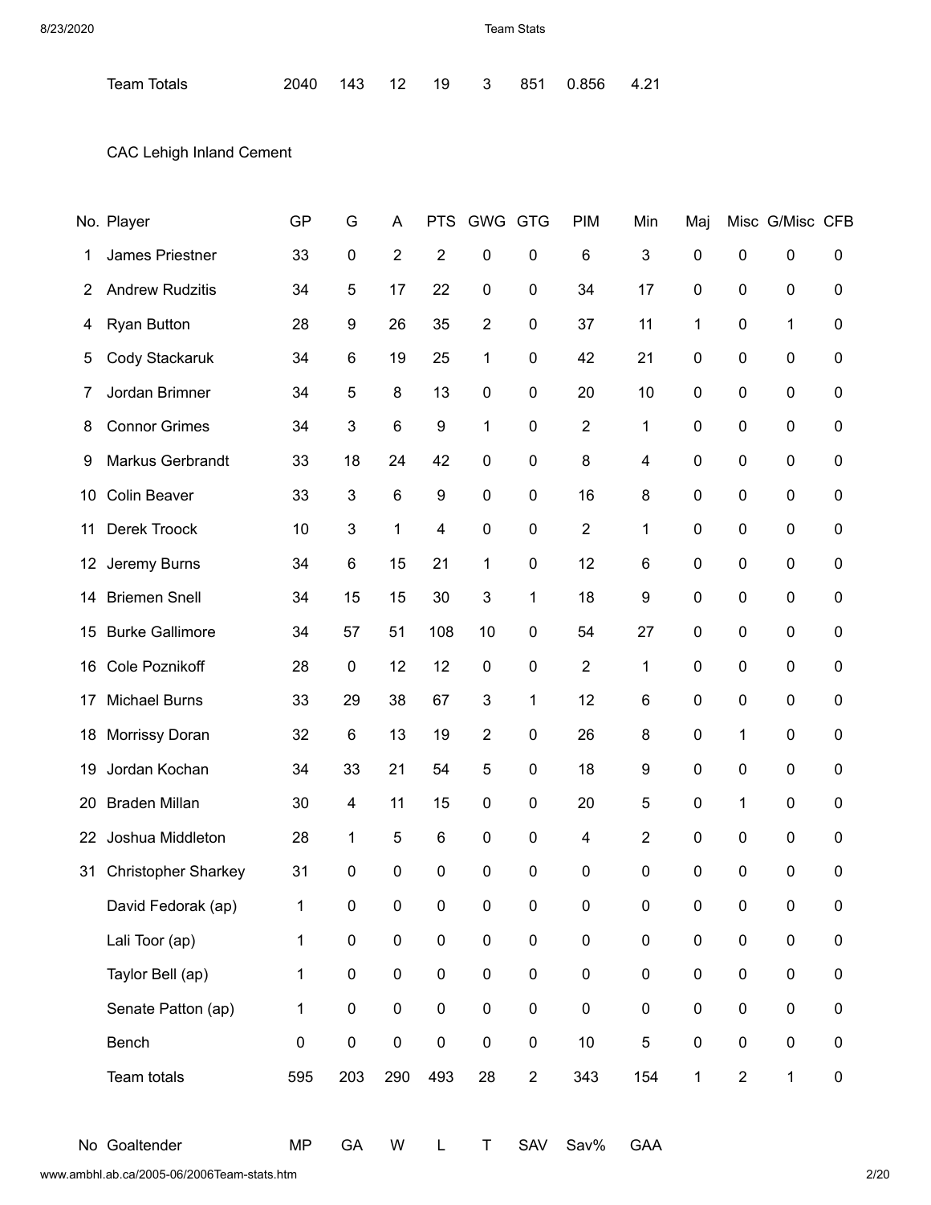| Team Totals | 2040 | 143 | 12 | 19 | 3 | 851 | 0.856 | 4.21 |
|---|---|---|---|---|---|---|---|---|

CAC Lehigh Inland Cement

| No. | Player | GP | G | A | PTS | GWG | GTG | PIM | Min | Maj | Misc | G/Misc | CFB |
|---|---|---|---|---|---|---|---|---|---|---|---|---|---|
| 1 | James Priestner | 33 | 0 | 2 | 2 | 0 | 0 | 6 | 3 | 0 | 0 | 0 | 0 |
| 2 | Andrew Rudzitis | 34 | 5 | 17 | 22 | 0 | 0 | 34 | 17 | 0 | 0 | 0 | 0 |
| 4 | Ryan Button | 28 | 9 | 26 | 35 | 2 | 0 | 37 | 11 | 1 | 0 | 1 | 0 |
| 5 | Cody Stackaruk | 34 | 6 | 19 | 25 | 1 | 0 | 42 | 21 | 0 | 0 | 0 | 0 |
| 7 | Jordan Brimner | 34 | 5 | 8 | 13 | 0 | 0 | 20 | 10 | 0 | 0 | 0 | 0 |
| 8 | Connor Grimes | 34 | 3 | 6 | 9 | 1 | 0 | 2 | 1 | 0 | 0 | 0 | 0 |
| 9 | Markus Gerbrandt | 33 | 18 | 24 | 42 | 0 | 0 | 8 | 4 | 0 | 0 | 0 | 0 |
| 10 | Colin Beaver | 33 | 3 | 6 | 9 | 0 | 0 | 16 | 8 | 0 | 0 | 0 | 0 |
| 11 | Derek Troock | 10 | 3 | 1 | 4 | 0 | 0 | 2 | 1 | 0 | 0 | 0 | 0 |
| 12 | Jeremy Burns | 34 | 6 | 15 | 21 | 1 | 0 | 12 | 6 | 0 | 0 | 0 | 0 |
| 14 | Briemen Snell | 34 | 15 | 15 | 30 | 3 | 1 | 18 | 9 | 0 | 0 | 0 | 0 |
| 15 | Burke Gallimore | 34 | 57 | 51 | 108 | 10 | 0 | 54 | 27 | 0 | 0 | 0 | 0 |
| 16 | Cole Poznikoff | 28 | 0 | 12 | 12 | 0 | 0 | 2 | 1 | 0 | 0 | 0 | 0 |
| 17 | Michael Burns | 33 | 29 | 38 | 67 | 3 | 1 | 12 | 6 | 0 | 0 | 0 | 0 |
| 18 | Morrissy Doran | 32 | 6 | 13 | 19 | 2 | 0 | 26 | 8 | 0 | 1 | 0 | 0 |
| 19 | Jordan Kochan | 34 | 33 | 21 | 54 | 5 | 0 | 18 | 9 | 0 | 0 | 0 | 0 |
| 20 | Braden Millan | 30 | 4 | 11 | 15 | 0 | 0 | 20 | 5 | 0 | 1 | 0 | 0 |
| 22 | Joshua Middleton | 28 | 1 | 5 | 6 | 0 | 0 | 4 | 2 | 0 | 0 | 0 | 0 |
| 31 | Christopher Sharkey | 31 | 0 | 0 | 0 | 0 | 0 | 0 | 0 | 0 | 0 | 0 | 0 |
| | David Fedorak (ap) | 1 | 0 | 0 | 0 | 0 | 0 | 0 | 0 | 0 | 0 | 0 | 0 |
| | Lali Toor (ap) | 1 | 0 | 0 | 0 | 0 | 0 | 0 | 0 | 0 | 0 | 0 | 0 |
| | Taylor Bell (ap) | 1 | 0 | 0 | 0 | 0 | 0 | 0 | 0 | 0 | 0 | 0 | 0 |
| | Senate Patton (ap) | 1 | 0 | 0 | 0 | 0 | 0 | 0 | 0 | 0 | 0 | 0 | 0 |
| | Bench | 0 | 0 | 0 | 0 | 0 | 0 | 10 | 5 | 0 | 0 | 0 | 0 |
| | Team totals | 595 | 203 | 290 | 493 | 28 | 2 | 343 | 154 | 1 | 2 | 1 | 0 |

| No | Goaltender | MP | GA | W | L | T | SAV | Sav% | GAA |
|---|---|---|---|---|---|---|---|---|---|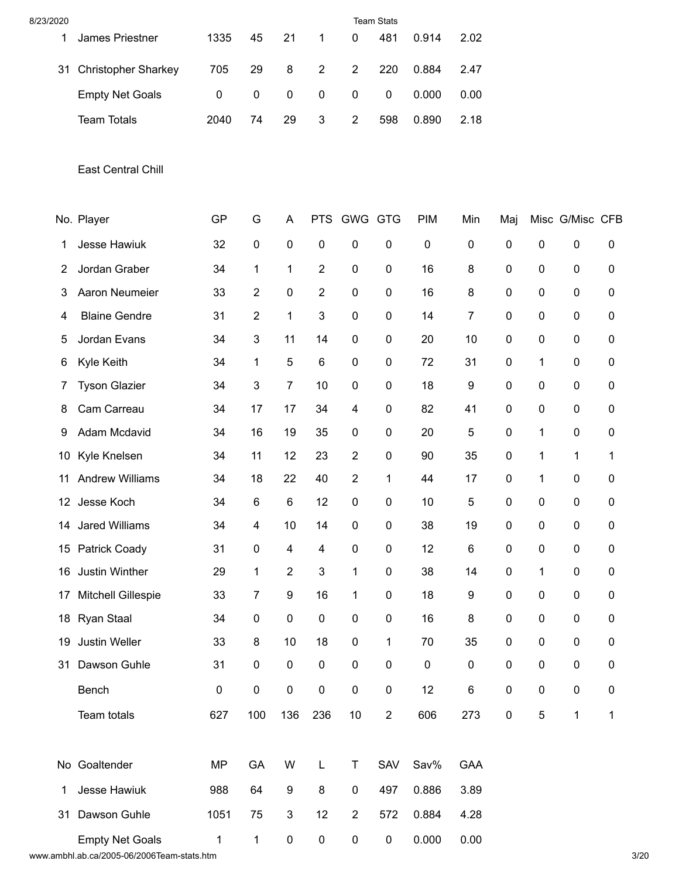| No | Goaltender | MP | GA | W | L | T | SAV | Sav% | GAA |
|---|---|---|---|---|---|---|---|---|---|
| 1 | James Priestner | 1335 | 45 | 21 | 1 | 0 | 481 | 0.914 | 2.02 |
| 31 | Christopher Sharkey | 705 | 29 | 8 | 2 | 2 | 220 | 0.884 | 2.47 |
| | Empty Net Goals | 0 | 0 | 0 | 0 | 0 | 0 | 0.000 | 0.00 |
| | Team Totals | 2040 | 74 | 29 | 3 | 2 | 598 | 0.890 | 2.18 |

## East Central Chill

| No. | Player | GP | G | A | PTS | GWG | GTG | PIM | Min | Maj | Misc | G/Misc | CFB |
|---|---|---|---|---|---|---|---|---|---|---|---|---|---|
| 1 | Jesse Hawiuk | 32 | 0 | 0 | 0 | 0 | 0 | 0 | 0 | 0 | 0 | 0 | 0 |
| 2 | Jordan Graber | 34 | 1 | 1 | 2 | 0 | 0 | 16 | 8 | 0 | 0 | 0 | 0 |
| 3 | Aaron Neumeier | 33 | 2 | 0 | 2 | 0 | 0 | 16 | 8 | 0 | 0 | 0 | 0 |
| 4 | Blaine Gendre | 31 | 2 | 1 | 3 | 0 | 0 | 14 | 7 | 0 | 0 | 0 | 0 |
| 5 | Jordan Evans | 34 | 3 | 11 | 14 | 0 | 0 | 20 | 10 | 0 | 0 | 0 | 0 |
| 6 | Kyle Keith | 34 | 1 | 5 | 6 | 0 | 0 | 72 | 31 | 0 | 1 | 0 | 0 |
| 7 | Tyson Glazier | 34 | 3 | 7 | 10 | 0 | 0 | 18 | 9 | 0 | 0 | 0 | 0 |
| 8 | Cam Carreau | 34 | 17 | 17 | 34 | 4 | 0 | 82 | 41 | 0 | 0 | 0 | 0 |
| 9 | Adam Mcdavid | 34 | 16 | 19 | 35 | 0 | 0 | 20 | 5 | 0 | 1 | 0 | 0 |
| 10 | Kyle Knelsen | 34 | 11 | 12 | 23 | 2 | 0 | 90 | 35 | 0 | 1 | 1 | 1 |
| 11 | Andrew Williams | 34 | 18 | 22 | 40 | 2 | 1 | 44 | 17 | 0 | 1 | 0 | 0 |
| 12 | Jesse Koch | 34 | 6 | 6 | 12 | 0 | 0 | 10 | 5 | 0 | 0 | 0 | 0 |
| 14 | Jared Williams | 34 | 4 | 10 | 14 | 0 | 0 | 38 | 19 | 0 | 0 | 0 | 0 |
| 15 | Patrick Coady | 31 | 0 | 4 | 4 | 0 | 0 | 12 | 6 | 0 | 0 | 0 | 0 |
| 16 | Justin Winther | 29 | 1 | 2 | 3 | 1 | 0 | 38 | 14 | 0 | 1 | 0 | 0 |
| 17 | Mitchell Gillespie | 33 | 7 | 9 | 16 | 1 | 0 | 18 | 9 | 0 | 0 | 0 | 0 |
| 18 | Ryan Staal | 34 | 0 | 0 | 0 | 0 | 0 | 16 | 8 | 0 | 0 | 0 | 0 |
| 19 | Justin Weller | 33 | 8 | 10 | 18 | 0 | 1 | 70 | 35 | 0 | 0 | 0 | 0 |
| 31 | Dawson Guhle | 31 | 0 | 0 | 0 | 0 | 0 | 0 | 0 | 0 | 0 | 0 | 0 |
| | Bench | 0 | 0 | 0 | 0 | 0 | 0 | 12 | 6 | 0 | 0 | 0 | 0 |
| | Team totals | 627 | 100 | 136 | 236 | 10 | 2 | 606 | 273 | 0 | 5 | 1 | 1 |

| No | Goaltender | MP | GA | W | L | T | SAV | Sav% | GAA |
|---|---|---|---|---|---|---|---|---|---|
| 1 | Jesse Hawiuk | 988 | 64 | 9 | 8 | 0 | 497 | 0.886 | 3.89 |
| 31 | Dawson Guhle | 1051 | 75 | 3 | 12 | 2 | 572 | 0.884 | 4.28 |
| | Empty Net Goals | 1 | 1 | 0 | 0 | 0 | 0 | 0.000 | 0.00 |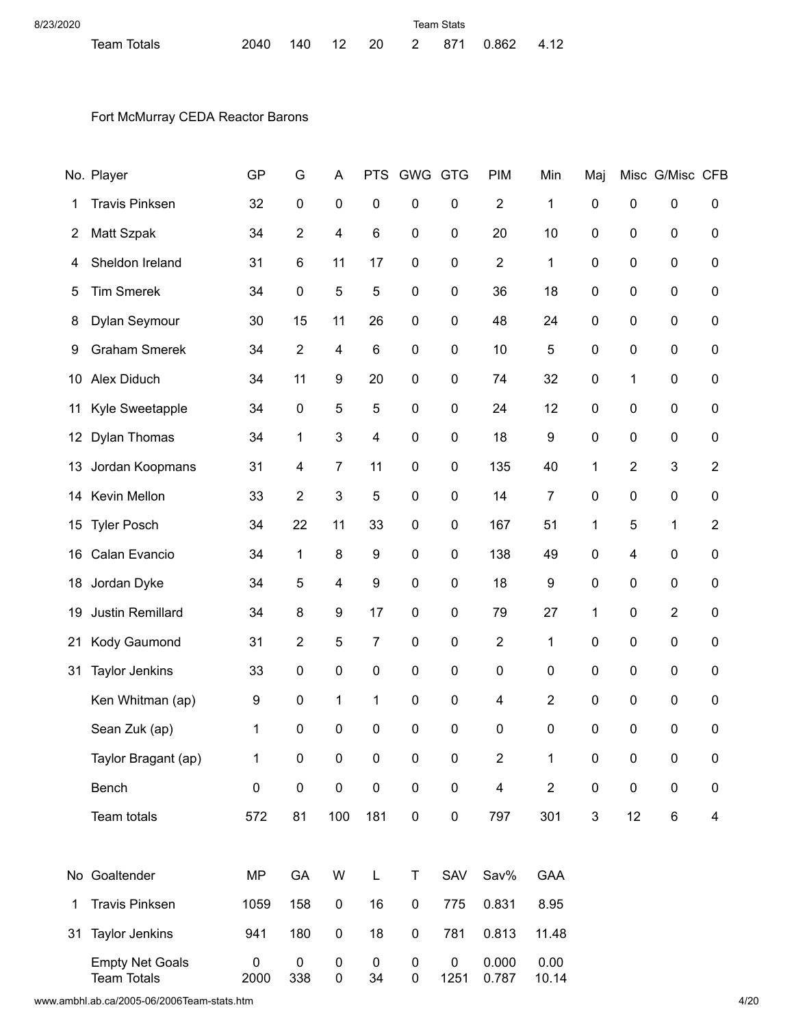| Team Totals | 2040 | 140 | 12 | 20 | 2 | 871 | 0.862 | 4.12 |
|---|---|---|---|---|---|---|---|---|

Fort McMurray CEDA Reactor Barons

| No. | Player | GP | G | A | PTS | GWG | GTG | PIM | Min | Maj | Misc | G/Misc | CFB |
|---|---|---|---|---|---|---|---|---|---|---|---|---|---|
| 1 | Travis Pinksen | 32 | 0 | 0 | 0 | 0 | 0 | 2 | 1 | 0 | 0 | 0 | 0 |
| 2 | Matt Szpak | 34 | 2 | 4 | 6 | 0 | 0 | 20 | 10 | 0 | 0 | 0 | 0 |
| 4 | Sheldon Ireland | 31 | 6 | 11 | 17 | 0 | 0 | 2 | 1 | 0 | 0 | 0 | 0 |
| 5 | Tim Smerek | 34 | 0 | 5 | 5 | 0 | 0 | 36 | 18 | 0 | 0 | 0 | 0 |
| 8 | Dylan Seymour | 30 | 15 | 11 | 26 | 0 | 0 | 48 | 24 | 0 | 0 | 0 | 0 |
| 9 | Graham Smerek | 34 | 2 | 4 | 6 | 0 | 0 | 10 | 5 | 0 | 0 | 0 | 0 |
| 10 | Alex Diduch | 34 | 11 | 9 | 20 | 0 | 0 | 74 | 32 | 0 | 1 | 0 | 0 |
| 11 | Kyle Sweetapple | 34 | 0 | 5 | 5 | 0 | 0 | 24 | 12 | 0 | 0 | 0 | 0 |
| 12 | Dylan Thomas | 34 | 1 | 3 | 4 | 0 | 0 | 18 | 9 | 0 | 0 | 0 | 0 |
| 13 | Jordan Koopmans | 31 | 4 | 7 | 11 | 0 | 0 | 135 | 40 | 1 | 2 | 3 | 2 |
| 14 | Kevin Mellon | 33 | 2 | 3 | 5 | 0 | 0 | 14 | 7 | 0 | 0 | 0 | 0 |
| 15 | Tyler Posch | 34 | 22 | 11 | 33 | 0 | 0 | 167 | 51 | 1 | 5 | 1 | 2 |
| 16 | Calan Evancio | 34 | 1 | 8 | 9 | 0 | 0 | 138 | 49 | 0 | 4 | 0 | 0 |
| 18 | Jordan Dyke | 34 | 5 | 4 | 9 | 0 | 0 | 18 | 9 | 0 | 0 | 0 | 0 |
| 19 | Justin Remillard | 34 | 8 | 9 | 17 | 0 | 0 | 79 | 27 | 1 | 0 | 2 | 0 |
| 21 | Kody Gaumond | 31 | 2 | 5 | 7 | 0 | 0 | 2 | 1 | 0 | 0 | 0 | 0 |
| 31 | Taylor Jenkins | 33 | 0 | 0 | 0 | 0 | 0 | 0 | 0 | 0 | 0 | 0 | 0 |
| | Ken Whitman (ap) | 9 | 0 | 1 | 1 | 0 | 0 | 4 | 2 | 0 | 0 | 0 | 0 |
| | Sean Zuk (ap) | 1 | 0 | 0 | 0 | 0 | 0 | 0 | 0 | 0 | 0 | 0 | 0 |
| | Taylor Bragant (ap) | 1 | 0 | 0 | 0 | 0 | 0 | 2 | 1 | 0 | 0 | 0 | 0 |
| | Bench | 0 | 0 | 0 | 0 | 0 | 0 | 4 | 2 | 0 | 0 | 0 | 0 |
| | Team totals | 572 | 81 | 100 | 181 | 0 | 0 | 797 | 301 | 3 | 12 | 6 | 4 |

| No | Goaltender | MP | GA | W | L | T | SAV | Sav% | GAA |
|---|---|---|---|---|---|---|---|---|---|
| 1 | Travis Pinksen | 1059 | 158 | 0 | 16 | 0 | 775 | 0.831 | 8.95 |
| 31 | Taylor Jenkins | 941 | 180 | 0 | 18 | 0 | 781 | 0.813 | 11.48 |
| | Empty Net Goals | 0 | 0 | 0 | 0 | 0 | 0 | 0.000 | 0.00 |
| | Team Totals | 2000 | 338 | 0 | 34 | 0 | 1251 | 0.787 | 10.14 |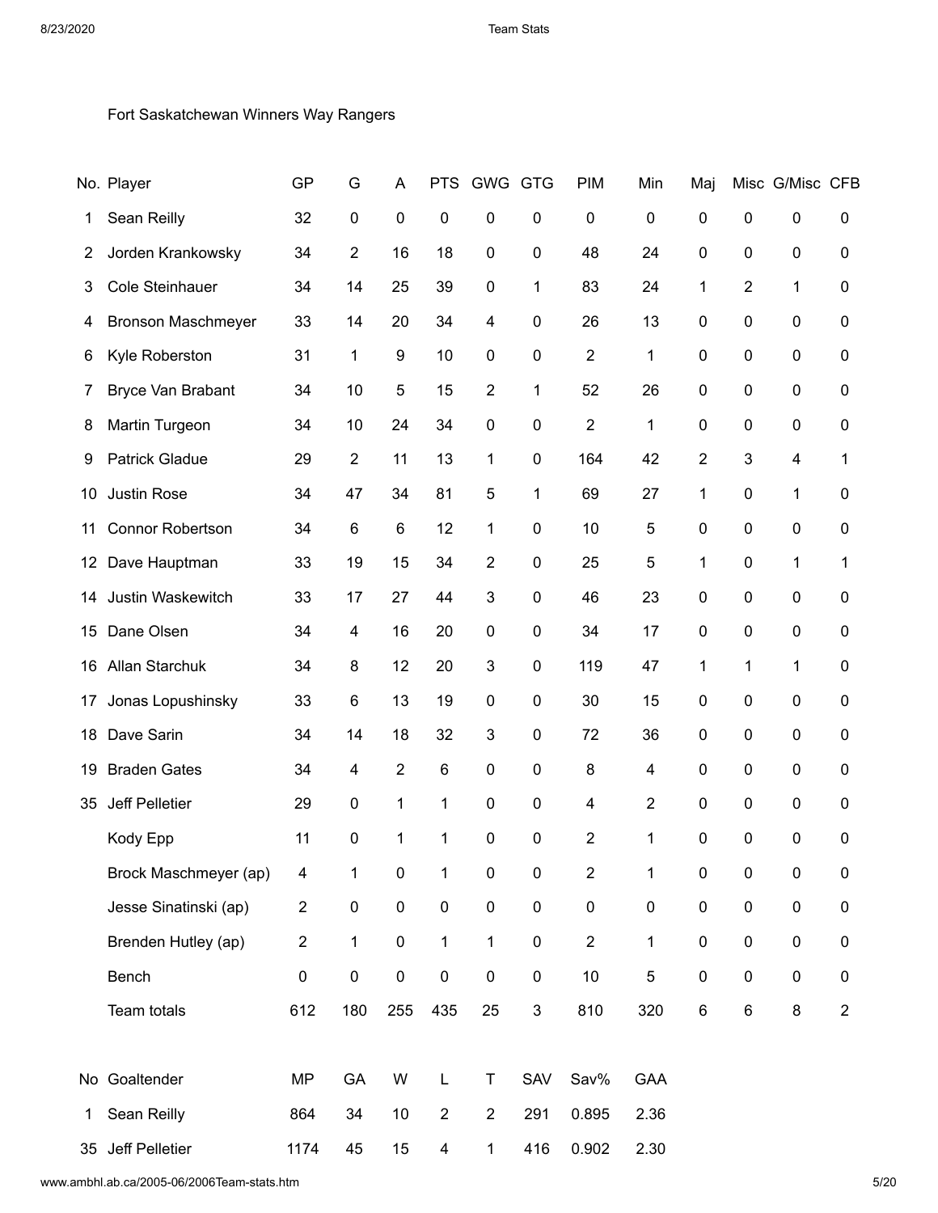Fort Saskatchewan Winners Way Rangers

| No. | Player | GP | G | A | PTS | GWG | GTG | PIM | Min | Maj | Misc | G/Misc | CFB |
|---|---|---|---|---|---|---|---|---|---|---|---|---|---|
| 1 | Sean Reilly | 32 | 0 | 0 | 0 | 0 | 0 | 0 | 0 | 0 | 0 | 0 | 0 |
| 2 | Jorden Krankowsky | 34 | 2 | 16 | 18 | 0 | 0 | 48 | 24 | 0 | 0 | 0 | 0 |
| 3 | Cole Steinhauer | 34 | 14 | 25 | 39 | 0 | 1 | 83 | 24 | 1 | 2 | 1 | 0 |
| 4 | Bronson Maschmeyer | 33 | 14 | 20 | 34 | 4 | 0 | 26 | 13 | 0 | 0 | 0 | 0 |
| 6 | Kyle Roberston | 31 | 1 | 9 | 10 | 0 | 0 | 2 | 1 | 0 | 0 | 0 | 0 |
| 7 | Bryce Van Brabant | 34 | 10 | 5 | 15 | 2 | 1 | 52 | 26 | 0 | 0 | 0 | 0 |
| 8 | Martin Turgeon | 34 | 10 | 24 | 34 | 0 | 0 | 2 | 1 | 0 | 0 | 0 | 0 |
| 9 | Patrick Gladue | 29 | 2 | 11 | 13 | 1 | 0 | 164 | 42 | 2 | 3 | 4 | 1 |
| 10 | Justin Rose | 34 | 47 | 34 | 81 | 5 | 1 | 69 | 27 | 1 | 0 | 1 | 0 |
| 11 | Connor Robertson | 34 | 6 | 6 | 12 | 1 | 0 | 10 | 5 | 0 | 0 | 0 | 0 |
| 12 | Dave Hauptman | 33 | 19 | 15 | 34 | 2 | 0 | 25 | 5 | 1 | 0 | 1 | 1 |
| 14 | Justin Waskewitch | 33 | 17 | 27 | 44 | 3 | 0 | 46 | 23 | 0 | 0 | 0 | 0 |
| 15 | Dane Olsen | 34 | 4 | 16 | 20 | 0 | 0 | 34 | 17 | 0 | 0 | 0 | 0 |
| 16 | Allan Starchuk | 34 | 8 | 12 | 20 | 3 | 0 | 119 | 47 | 1 | 1 | 1 | 0 |
| 17 | Jonas Lopushinsky | 33 | 6 | 13 | 19 | 0 | 0 | 30 | 15 | 0 | 0 | 0 | 0 |
| 18 | Dave Sarin | 34 | 14 | 18 | 32 | 3 | 0 | 72 | 36 | 0 | 0 | 0 | 0 |
| 19 | Braden Gates | 34 | 4 | 2 | 6 | 0 | 0 | 8 | 4 | 0 | 0 | 0 | 0 |
| 35 | Jeff Pelletier | 29 | 0 | 1 | 1 | 0 | 0 | 4 | 2 | 0 | 0 | 0 | 0 |
| | Kody Epp | 11 | 0 | 1 | 1 | 0 | 0 | 2 | 1 | 0 | 0 | 0 | 0 |
| | Brock Maschmeyer (ap) | 4 | 1 | 0 | 1 | 0 | 0 | 2 | 1 | 0 | 0 | 0 | 0 |
| | Jesse Sinatinski (ap) | 2 | 0 | 0 | 0 | 0 | 0 | 0 | 0 | 0 | 0 | 0 | 0 |
| | Brenden Hutley (ap) | 2 | 1 | 0 | 1 | 1 | 0 | 2 | 1 | 0 | 0 | 0 | 0 |
| | Bench | 0 | 0 | 0 | 0 | 0 | 0 | 10 | 5 | 0 | 0 | 0 | 0 |
| | Team totals | 612 | 180 | 255 | 435 | 25 | 3 | 810 | 320 | 6 | 6 | 8 | 2 |

| No | Goaltender | MP | GA | W | L | T | SAV | Sav% | GAA |
|---|---|---|---|---|---|---|---|---|---|
| 1 | Sean Reilly | 864 | 34 | 10 | 2 | 2 | 291 | 0.895 | 2.36 |
| 35 | Jeff Pelletier | 1174 | 45 | 15 | 4 | 1 | 416 | 0.902 | 2.30 |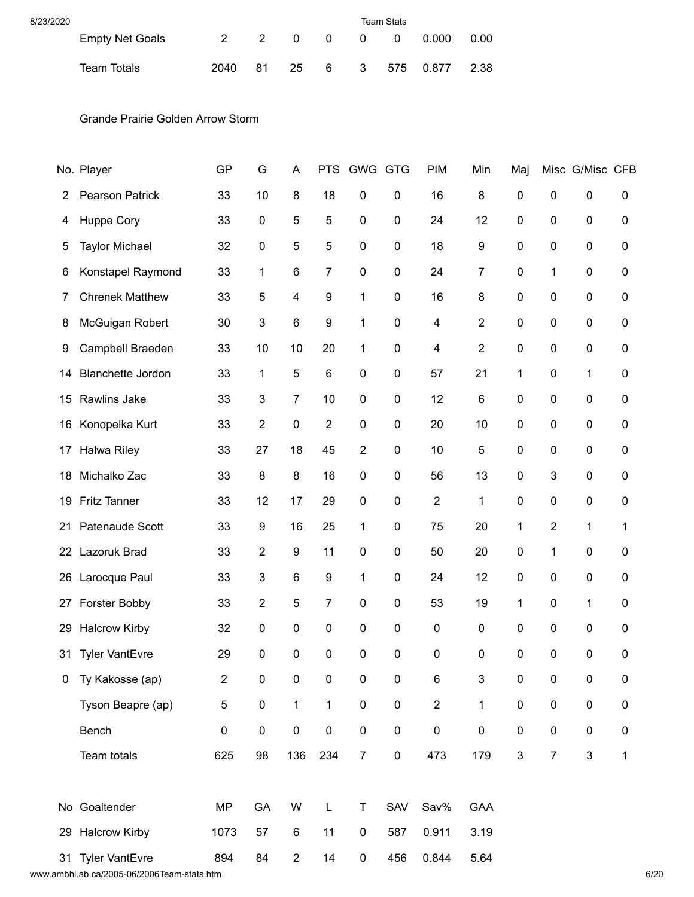| | | | | | | | | |
|---|---|---|---|---|---|---|---|---|
| Empty Net Goals | 2 | 2 | 0 | 0 | 0 | 0 | 0.000 | 0.00 |
| Team Totals | 2040 | 81 | 25 | 6 | 3 | 575 | 0.877 | 2.38 |

Grande Prairie Golden Arrow Storm

| No. | Player | GP | G | A | PTS | GWG | GTG | PIM | Min | Maj | Misc | G/Misc | CFB |
|---|---|---|---|---|---|---|---|---|---|---|---|---|---|
| 2 | Pearson Patrick | 33 | 10 | 8 | 18 | 0 | 0 | 16 | 8 | 0 | 0 | 0 | 0 |
| 4 | Huppe Cory | 33 | 0 | 5 | 5 | 0 | 0 | 24 | 12 | 0 | 0 | 0 | 0 |
| 5 | Taylor Michael | 32 | 0 | 5 | 5 | 0 | 0 | 18 | 9 | 0 | 0 | 0 | 0 |
| 6 | Konstapel Raymond | 33 | 1 | 6 | 7 | 0 | 0 | 24 | 7 | 0 | 1 | 0 | 0 |
| 7 | Chrenek Matthew | 33 | 5 | 4 | 9 | 1 | 0 | 16 | 8 | 0 | 0 | 0 | 0 |
| 8 | McGuigan Robert | 30 | 3 | 6 | 9 | 1 | 0 | 4 | 2 | 0 | 0 | 0 | 0 |
| 9 | Campbell Braeden | 33 | 10 | 10 | 20 | 1 | 0 | 4 | 2 | 0 | 0 | 0 | 0 |
| 14 | Blanchette Jordon | 33 | 1 | 5 | 6 | 0 | 0 | 57 | 21 | 1 | 0 | 1 | 0 |
| 15 | Rawlins Jake | 33 | 3 | 7 | 10 | 0 | 0 | 12 | 6 | 0 | 0 | 0 | 0 |
| 16 | Konopelka Kurt | 33 | 2 | 0 | 2 | 0 | 0 | 20 | 10 | 0 | 0 | 0 | 0 |
| 17 | Halwa Riley | 33 | 27 | 18 | 45 | 2 | 0 | 10 | 5 | 0 | 0 | 0 | 0 |
| 18 | Michalko Zac | 33 | 8 | 8 | 16 | 0 | 0 | 56 | 13 | 0 | 3 | 0 | 0 |
| 19 | Fritz Tanner | 33 | 12 | 17 | 29 | 0 | 0 | 2 | 1 | 0 | 0 | 0 | 0 |
| 21 | Patenaude Scott | 33 | 9 | 16 | 25 | 1 | 0 | 75 | 20 | 1 | 2 | 1 | 1 |
| 22 | Lazoruk Brad | 33 | 2 | 9 | 11 | 0 | 0 | 50 | 20 | 0 | 1 | 0 | 0 |
| 26 | Larocque Paul | 33 | 3 | 6 | 9 | 1 | 0 | 24 | 12 | 0 | 0 | 0 | 0 |
| 27 | Forster Bobby | 33 | 2 | 5 | 7 | 0 | 0 | 53 | 19 | 1 | 0 | 1 | 0 |
| 29 | Halcrow Kirby | 32 | 0 | 0 | 0 | 0 | 0 | 0 | 0 | 0 | 0 | 0 | 0 |
| 31 | Tyler VantEvre | 29 | 0 | 0 | 0 | 0 | 0 | 0 | 0 | 0 | 0 | 0 | 0 |
| 0 | Ty Kakosse (ap) | 2 | 0 | 0 | 0 | 0 | 0 | 6 | 3 | 0 | 0 | 0 | 0 |
| | Tyson Beapre (ap) | 5 | 0 | 1 | 1 | 0 | 0 | 2 | 1 | 0 | 0 | 0 | 0 |
| | Bench | 0 | 0 | 0 | 0 | 0 | 0 | 0 | 0 | 0 | 0 | 0 | 0 |
| | Team totals | 625 | 98 | 136 | 234 | 7 | 0 | 473 | 179 | 3 | 7 | 3 | 1 |

| No | Goaltender | MP | GA | W | L | T | SAV | Sav% | GAA |
|---|---|---|---|---|---|---|---|---|---|
| 29 | Halcrow Kirby | 1073 | 57 | 6 | 11 | 0 | 587 | 0.911 | 3.19 |
| 31 | Tyler VantEvre | 894 | 84 | 2 | 14 | 0 | 456 | 0.844 | 5.64 |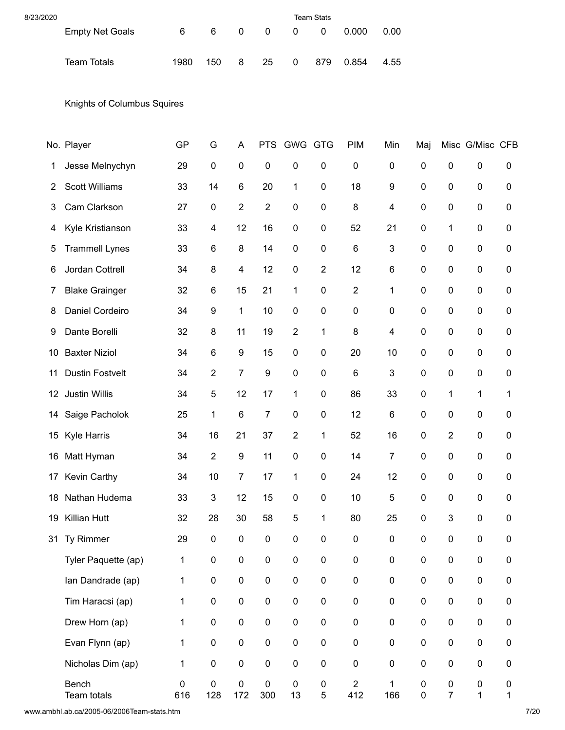| | | | | | | | | |
|---|---|---|---|---|---|---|---|---|
| Empty Net Goals | 6 | 6 | 0 | 0 | 0 | 0 | 0.000 | 0.00 |
| Team Totals | 1980 | 150 | 8 | 25 | 0 | 879 | 0.854 | 4.55 |

Knights of Columbus Squires

| No. | Player | GP | G | A | PTS | GWG | GTG | PIM | Min | Maj | Misc | G/Misc | CFB |
|---|---|---|---|---|---|---|---|---|---|---|---|---|---|
| 1 | Jesse Melnychyn | 29 | 0 | 0 | 0 | 0 | 0 | 0 | 0 | 0 | 0 | 0 | 0 |
| 2 | Scott Williams | 33 | 14 | 6 | 20 | 1 | 0 | 18 | 9 | 0 | 0 | 0 | 0 |
| 3 | Cam Clarkson | 27 | 0 | 2 | 2 | 0 | 0 | 8 | 4 | 0 | 0 | 0 | 0 |
| 4 | Kyle Kristianson | 33 | 4 | 12 | 16 | 0 | 0 | 52 | 21 | 0 | 1 | 0 | 0 |
| 5 | Trammell Lynes | 33 | 6 | 8 | 14 | 0 | 0 | 6 | 3 | 0 | 0 | 0 | 0 |
| 6 | Jordan Cottrell | 34 | 8 | 4 | 12 | 0 | 2 | 12 | 6 | 0 | 0 | 0 | 0 |
| 7 | Blake Grainger | 32 | 6 | 15 | 21 | 1 | 0 | 2 | 1 | 0 | 0 | 0 | 0 |
| 8 | Daniel Cordeiro | 34 | 9 | 1 | 10 | 0 | 0 | 0 | 0 | 0 | 0 | 0 | 0 |
| 9 | Dante Borelli | 32 | 8 | 11 | 19 | 2 | 1 | 8 | 4 | 0 | 0 | 0 | 0 |
| 10 | Baxter Niziol | 34 | 6 | 9 | 15 | 0 | 0 | 20 | 10 | 0 | 0 | 0 | 0 |
| 11 | Dustin Fostvelt | 34 | 2 | 7 | 9 | 0 | 0 | 6 | 3 | 0 | 0 | 0 | 0 |
| 12 | Justin Willis | 34 | 5 | 12 | 17 | 1 | 0 | 86 | 33 | 0 | 1 | 1 | 1 |
| 14 | Saige Pacholok | 25 | 1 | 6 | 7 | 0 | 0 | 12 | 6 | 0 | 0 | 0 | 0 |
| 15 | Kyle Harris | 34 | 16 | 21 | 37 | 2 | 1 | 52 | 16 | 0 | 2 | 0 | 0 |
| 16 | Matt Hyman | 34 | 2 | 9 | 11 | 0 | 0 | 14 | 7 | 0 | 0 | 0 | 0 |
| 17 | Kevin Carthy | 34 | 10 | 7 | 17 | 1 | 0 | 24 | 12 | 0 | 0 | 0 | 0 |
| 18 | Nathan Hudema | 33 | 3 | 12 | 15 | 0 | 0 | 10 | 5 | 0 | 0 | 0 | 0 |
| 19 | Killian Hutt | 32 | 28 | 30 | 58 | 5 | 1 | 80 | 25 | 0 | 3 | 0 | 0 |
| 31 | Ty Rimmer | 29 | 0 | 0 | 0 | 0 | 0 | 0 | 0 | 0 | 0 | 0 | 0 |
| | Tyler Paquette (ap) | 1 | 0 | 0 | 0 | 0 | 0 | 0 | 0 | 0 | 0 | 0 | 0 |
| | Ian Dandrade (ap) | 1 | 0 | 0 | 0 | 0 | 0 | 0 | 0 | 0 | 0 | 0 | 0 |
| | Tim Haracsi (ap) | 1 | 0 | 0 | 0 | 0 | 0 | 0 | 0 | 0 | 0 | 0 | 0 |
| | Drew Horn (ap) | 1 | 0 | 0 | 0 | 0 | 0 | 0 | 0 | 0 | 0 | 0 | 0 |
| | Evan Flynn (ap) | 1 | 0 | 0 | 0 | 0 | 0 | 0 | 0 | 0 | 0 | 0 | 0 |
| | Nicholas Dim (ap) | 1 | 0 | 0 | 0 | 0 | 0 | 0 | 0 | 0 | 0 | 0 | 0 |
| | Bench | 0 | 0 | 0 | 0 | 0 | 0 | 2 | 1 | 0 | 0 | 0 | 0 |
| | Team totals | 616 | 128 | 172 | 300 | 13 | 5 | 412 | 166 | 0 | 7 | 1 | 1 |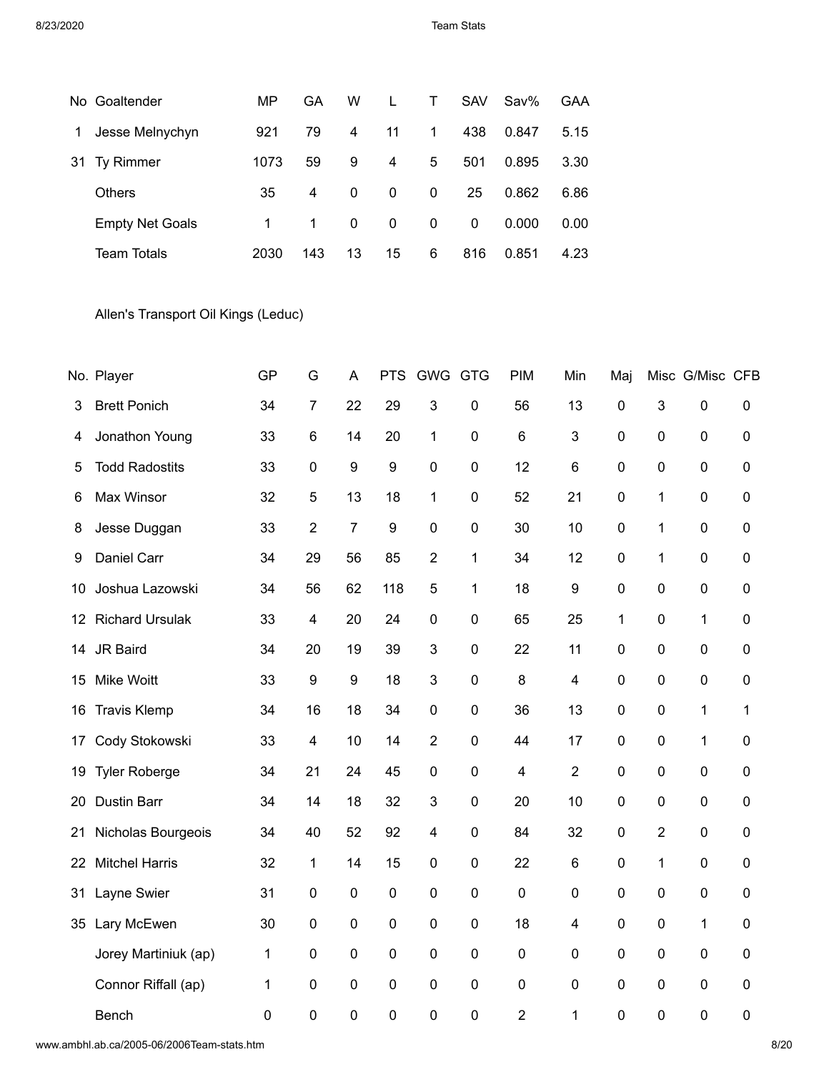| No | Goaltender | MP | GA | W | L | T | SAV | Sav% | GAA |
|---|---|---|---|---|---|---|---|---|---|
| 1 | Jesse Melnychyn | 921 | 79 | 4 | 11 | 1 | 438 | 0.847 | 5.15 |
| 31 | Ty Rimmer | 1073 | 59 | 9 | 4 | 5 | 501 | 0.895 | 3.30 |
| | Others | 35 | 4 | 0 | 0 | 0 | 25 | 0.862 | 6.86 |
| | Empty Net Goals | 1 | 1 | 0 | 0 | 0 | 0 | 0.000 | 0.00 |
| | Team Totals | 2030 | 143 | 13 | 15 | 6 | 816 | 0.851 | 4.23 |

Allen's Transport Oil Kings (Leduc)

| No. | Player | GP | G | A | PTS | GWG | GTG | PIM | Min | Maj | Misc | G/Misc | CFB |
|---|---|---|---|---|---|---|---|---|---|---|---|---|---|
| 3 | Brett Ponich | 34 | 7 | 22 | 29 | 3 | 0 | 56 | 13 | 0 | 3 | 0 | 0 |
| 4 | Jonathon Young | 33 | 6 | 14 | 20 | 1 | 0 | 6 | 3 | 0 | 0 | 0 | 0 |
| 5 | Todd Radostits | 33 | 0 | 9 | 9 | 0 | 0 | 12 | 6 | 0 | 0 | 0 | 0 |
| 6 | Max Winsor | 32 | 5 | 13 | 18 | 1 | 0 | 52 | 21 | 0 | 1 | 0 | 0 |
| 8 | Jesse Duggan | 33 | 2 | 7 | 9 | 0 | 0 | 30 | 10 | 0 | 1 | 0 | 0 |
| 9 | Daniel Carr | 34 | 29 | 56 | 85 | 2 | 1 | 34 | 12 | 0 | 1 | 0 | 0 |
| 10 | Joshua Lazowski | 34 | 56 | 62 | 118 | 5 | 1 | 18 | 9 | 0 | 0 | 0 | 0 |
| 12 | Richard Ursulak | 33 | 4 | 20 | 24 | 0 | 0 | 65 | 25 | 1 | 0 | 1 | 0 |
| 14 | JR Baird | 34 | 20 | 19 | 39 | 3 | 0 | 22 | 11 | 0 | 0 | 0 | 0 |
| 15 | Mike Woitt | 33 | 9 | 9 | 18 | 3 | 0 | 8 | 4 | 0 | 0 | 0 | 0 |
| 16 | Travis Klemp | 34 | 16 | 18 | 34 | 0 | 0 | 36 | 13 | 0 | 0 | 1 | 1 |
| 17 | Cody Stokowski | 33 | 4 | 10 | 14 | 2 | 0 | 44 | 17 | 0 | 0 | 1 | 0 |
| 19 | Tyler Roberge | 34 | 21 | 24 | 45 | 0 | 0 | 4 | 2 | 0 | 0 | 0 | 0 |
| 20 | Dustin Barr | 34 | 14 | 18 | 32 | 3 | 0 | 20 | 10 | 0 | 0 | 0 | 0 |
| 21 | Nicholas Bourgeois | 34 | 40 | 52 | 92 | 4 | 0 | 84 | 32 | 0 | 2 | 0 | 0 |
| 22 | Mitchel Harris | 32 | 1 | 14 | 15 | 0 | 0 | 22 | 6 | 0 | 1 | 0 | 0 |
| 31 | Layne Swier | 31 | 0 | 0 | 0 | 0 | 0 | 0 | 0 | 0 | 0 | 0 | 0 |
| 35 | Lary McEwen | 30 | 0 | 0 | 0 | 0 | 0 | 18 | 4 | 0 | 0 | 1 | 0 |
| | Jorey Martiniuk (ap) | 1 | 0 | 0 | 0 | 0 | 0 | 0 | 0 | 0 | 0 | 0 | 0 |
| | Connor Riffall (ap) | 1 | 0 | 0 | 0 | 0 | 0 | 0 | 0 | 0 | 0 | 0 | 0 |
| | Bench | 0 | 0 | 0 | 0 | 0 | 0 | 2 | 1 | 0 | 0 | 0 | 0 |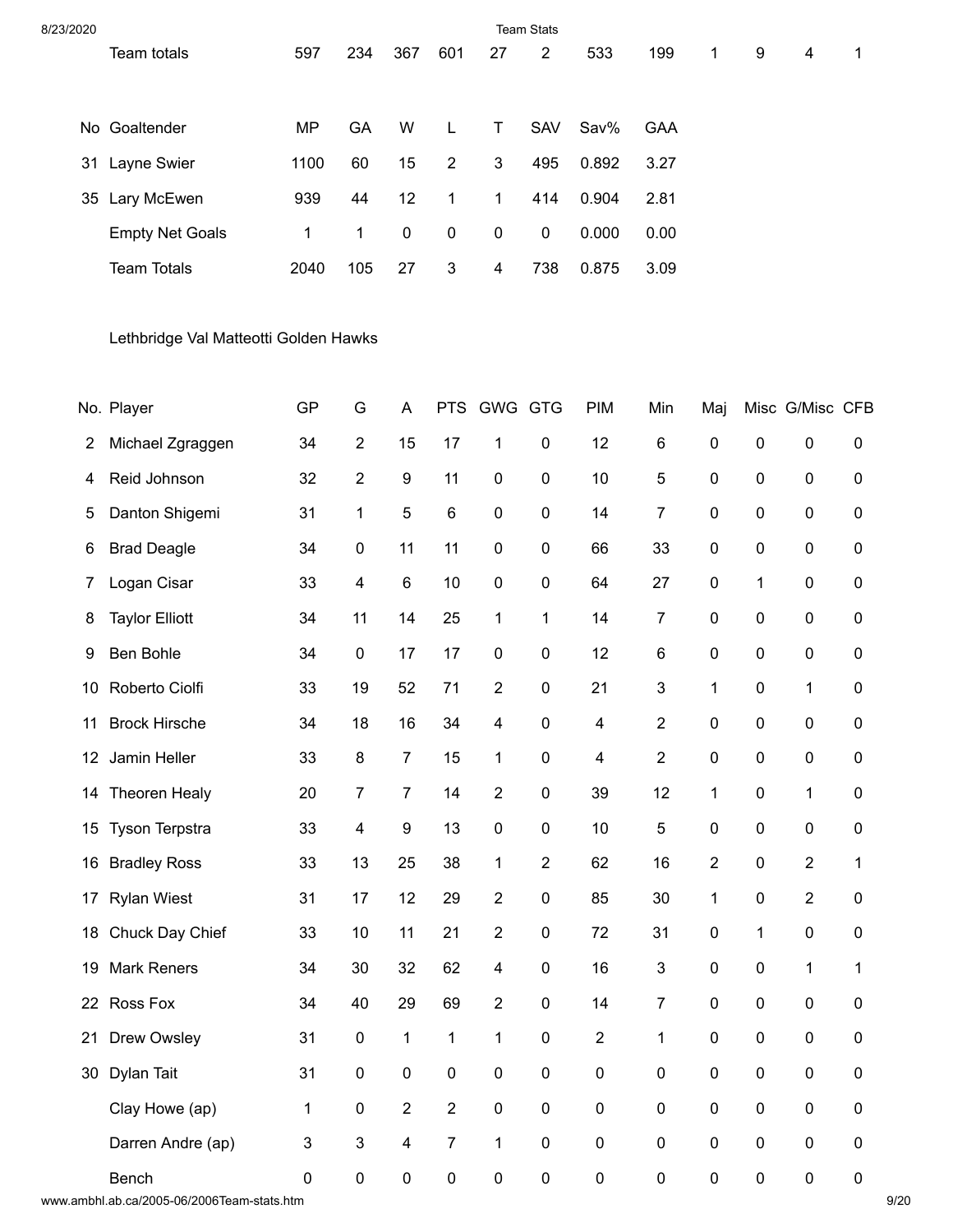| | Team totals | 597 | 234 | 367 | 601 | 27 | 2 | 533 | 199 | 1 | 9 | 4 | 1 |
|---|---|---|---|---|---|---|---|---|---|---|---|---|---|

| No | Goaltender | MP | GA | W | L | T | SAV | Sav% | GAA |
|---|---|---|---|---|---|---|---|---|---|
| 31 | Layne Swier | 1100 | 60 | 15 | 2 | 3 | 495 | 0.892 | 3.27 |
| 35 | Lary McEwen | 939 | 44 | 12 | 1 | 1 | 414 | 0.904 | 2.81 |
| | Empty Net Goals | 1 | 1 | 0 | 0 | 0 | 0 | 0.000 | 0.00 |
| | Team Totals | 2040 | 105 | 27 | 3 | 4 | 738 | 0.875 | 3.09 |

Lethbridge Val Matteotti Golden Hawks

| No. | Player | GP | G | A | PTS | GWG | GTG | PIM | Min | Maj | Misc | G/Misc | CFB |
|---|---|---|---|---|---|---|---|---|---|---|---|---|---|
| 2 | Michael Zgraggen | 34 | 2 | 15 | 17 | 1 | 0 | 12 | 6 | 0 | 0 | 0 | 0 |
| 4 | Reid Johnson | 32 | 2 | 9 | 11 | 0 | 0 | 10 | 5 | 0 | 0 | 0 | 0 |
| 5 | Danton Shigemi | 31 | 1 | 5 | 6 | 0 | 0 | 14 | 7 | 0 | 0 | 0 | 0 |
| 6 | Brad Deagle | 34 | 0 | 11 | 11 | 0 | 0 | 66 | 33 | 0 | 0 | 0 | 0 |
| 7 | Logan Cisar | 33 | 4 | 6 | 10 | 0 | 0 | 64 | 27 | 0 | 1 | 0 | 0 |
| 8 | Taylor Elliott | 34 | 11 | 14 | 25 | 1 | 1 | 14 | 7 | 0 | 0 | 0 | 0 |
| 9 | Ben Bohle | 34 | 0 | 17 | 17 | 0 | 0 | 12 | 6 | 0 | 0 | 0 | 0 |
| 10 | Roberto Ciolfi | 33 | 19 | 52 | 71 | 2 | 0 | 21 | 3 | 1 | 0 | 1 | 0 |
| 11 | Brock Hirsche | 34 | 18 | 16 | 34 | 4 | 0 | 4 | 2 | 0 | 0 | 0 | 0 |
| 12 | Jamin Heller | 33 | 8 | 7 | 15 | 1 | 0 | 4 | 2 | 0 | 0 | 0 | 0 |
| 14 | Theoren Healy | 20 | 7 | 7 | 14 | 2 | 0 | 39 | 12 | 1 | 0 | 1 | 0 |
| 15 | Tyson Terpstra | 33 | 4 | 9 | 13 | 0 | 0 | 10 | 5 | 0 | 0 | 0 | 0 |
| 16 | Bradley Ross | 33 | 13 | 25 | 38 | 1 | 2 | 62 | 16 | 2 | 0 | 2 | 1 |
| 17 | Rylan Wiest | 31 | 17 | 12 | 29 | 2 | 0 | 85 | 30 | 1 | 0 | 2 | 0 |
| 18 | Chuck Day Chief | 33 | 10 | 11 | 21 | 2 | 0 | 72 | 31 | 0 | 1 | 0 | 0 |
| 19 | Mark Reners | 34 | 30 | 32 | 62 | 4 | 0 | 16 | 3 | 0 | 0 | 1 | 1 |
| 22 | Ross Fox | 34 | 40 | 29 | 69 | 2 | 0 | 14 | 7 | 0 | 0 | 0 | 0 |
| 21 | Drew Owsley | 31 | 0 | 1 | 1 | 1 | 0 | 2 | 1 | 0 | 0 | 0 | 0 |
| 30 | Dylan Tait | 31 | 0 | 0 | 0 | 0 | 0 | 0 | 0 | 0 | 0 | 0 | 0 |
| | Clay Howe (ap) | 1 | 0 | 2 | 2 | 0 | 0 | 0 | 0 | 0 | 0 | 0 | 0 |
| | Darren Andre (ap) | 3 | 3 | 4 | 7 | 1 | 0 | 0 | 0 | 0 | 0 | 0 | 0 |
| | Bench | 0 | 0 | 0 | 0 | 0 | 0 | 0 | 0 | 0 | 0 | 0 | 0 |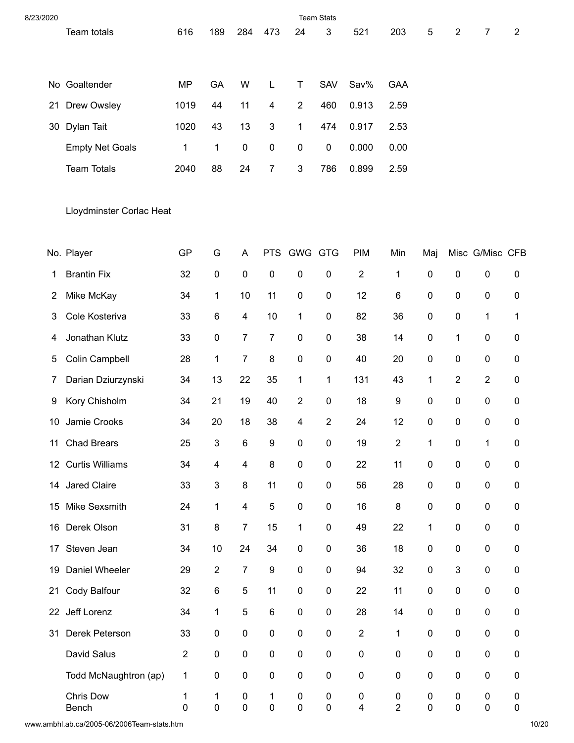| | Team totals | 616 | 189 | 284 | 473 | 24 | 3 | 521 | 203 | 5 | 2 | 7 | 2 |
|---|---|---|---|---|---|---|---|---|---|---|---|---|---|

| No | Goaltender | MP | GA | W | L | T | SAV | Sav% | GAA |
|---|---|---|---|---|---|---|---|---|---|
| 21 | Drew Owsley | 1019 | 44 | 11 | 4 | 2 | 460 | 0.913 | 2.59 |
| 30 | Dylan Tait | 1020 | 43 | 13 | 3 | 1 | 474 | 0.917 | 2.53 |
| | Empty Net Goals | 1 | 1 | 0 | 0 | 0 | 0 | 0.000 | 0.00 |
| | Team Totals | 2040 | 88 | 24 | 7 | 3 | 786 | 0.899 | 2.59 |

Lloydminster Corlac Heat

| No. | Player | GP | G | A | PTS | GWG | GTG | PIM | Min | Maj | Misc | G/Misc | CFB |
|---|---|---|---|---|---|---|---|---|---|---|---|---|---|
| 1 | Brantin Fix | 32 | 0 | 0 | 0 | 0 | 0 | 2 | 1 | 0 | 0 | 0 | 0 |
| 2 | Mike McKay | 34 | 1 | 10 | 11 | 0 | 0 | 12 | 6 | 0 | 0 | 0 | 0 |
| 3 | Cole Kosteriva | 33 | 6 | 4 | 10 | 1 | 0 | 82 | 36 | 0 | 0 | 1 | 1 |
| 4 | Jonathan Klutz | 33 | 0 | 7 | 7 | 0 | 0 | 38 | 14 | 0 | 1 | 0 | 0 |
| 5 | Colin Campbell | 28 | 1 | 7 | 8 | 0 | 0 | 40 | 20 | 0 | 0 | 0 | 0 |
| 7 | Darian Dziurzynski | 34 | 13 | 22 | 35 | 1 | 1 | 131 | 43 | 1 | 2 | 2 | 0 |
| 9 | Kory Chisholm | 34 | 21 | 19 | 40 | 2 | 0 | 18 | 9 | 0 | 0 | 0 | 0 |
| 10 | Jamie Crooks | 34 | 20 | 18 | 38 | 4 | 2 | 24 | 12 | 0 | 0 | 0 | 0 |
| 11 | Chad Brears | 25 | 3 | 6 | 9 | 0 | 0 | 19 | 2 | 1 | 0 | 1 | 0 |
| 12 | Curtis Williams | 34 | 4 | 4 | 8 | 0 | 0 | 22 | 11 | 0 | 0 | 0 | 0 |
| 14 | Jared Claire | 33 | 3 | 8 | 11 | 0 | 0 | 56 | 28 | 0 | 0 | 0 | 0 |
| 15 | Mike Sexsmith | 24 | 1 | 4 | 5 | 0 | 0 | 16 | 8 | 0 | 0 | 0 | 0 |
| 16 | Derek Olson | 31 | 8 | 7 | 15 | 1 | 0 | 49 | 22 | 1 | 0 | 0 | 0 |
| 17 | Steven Jean | 34 | 10 | 24 | 34 | 0 | 0 | 36 | 18 | 0 | 0 | 0 | 0 |
| 19 | Daniel Wheeler | 29 | 2 | 7 | 9 | 0 | 0 | 94 | 32 | 0 | 3 | 0 | 0 |
| 21 | Cody Balfour | 32 | 6 | 5 | 11 | 0 | 0 | 22 | 11 | 0 | 0 | 0 | 0 |
| 22 | Jeff Lorenz | 34 | 1 | 5 | 6 | 0 | 0 | 28 | 14 | 0 | 0 | 0 | 0 |
| 31 | Derek Peterson | 33 | 0 | 0 | 0 | 0 | 0 | 2 | 1 | 0 | 0 | 0 | 0 |
| | David Salus | 2 | 0 | 0 | 0 | 0 | 0 | 0 | 0 | 0 | 0 | 0 | 0 |
| | Todd McNaughtron (ap) | 1 | 0 | 0 | 0 | 0 | 0 | 0 | 0 | 0 | 0 | 0 | 0 |
| | Chris Dow | 1 | 1 | 0 | 1 | 0 | 0 | 0 | 0 | 0 | 0 | 0 | 0 |
| | Bench | 0 | 0 | 0 | 0 | 0 | 0 | 4 | 2 | 0 | 0 | 0 | 0 |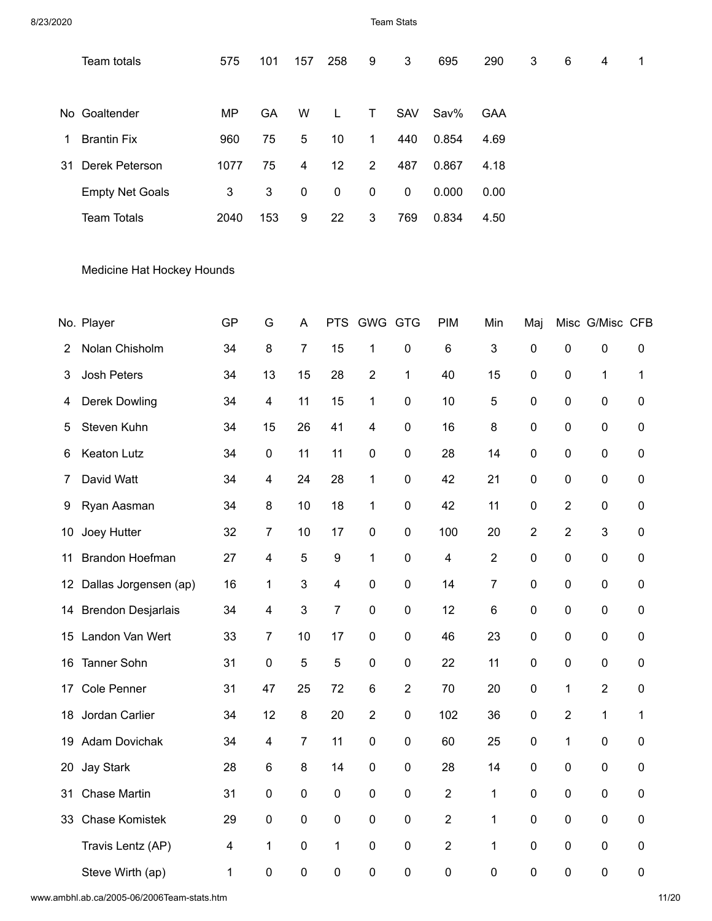| | Team totals | 575 | 101 | 157 | 258 | 9 | 3 | 695 | 290 | 3 | 6 | 4 | 1 |
|---|---|---|---|---|---|---|---|---|---|---|---|---|---|

| No | Goaltender | MP | GA | W | L | T | SAV | Sav% | GAA |
|---|---|---|---|---|---|---|---|---|---|
| 1 | Brantin Fix | 960 | 75 | 5 | 10 | 1 | 440 | 0.854 | 4.69 |
| 31 | Derek Peterson | 1077 | 75 | 4 | 12 | 2 | 487 | 0.867 | 4.18 |
| | Empty Net Goals | 3 | 3 | 0 | 0 | 0 | 0 | 0.000 | 0.00 |
| | Team Totals | 2040 | 153 | 9 | 22 | 3 | 769 | 0.834 | 4.50 |

## Medicine Hat Hockey Hounds

| No. | Player | GP | G | A | PTS | GWG | GTG | PIM | Min | Maj | Misc | G/Misc | CFB |
|---|---|---|---|---|---|---|---|---|---|---|---|---|---|
| 2 | Nolan Chisholm | 34 | 8 | 7 | 15 | 1 | 0 | 6 | 3 | 0 | 0 | 0 | 0 |
| 3 | Josh Peters | 34 | 13 | 15 | 28 | 2 | 1 | 40 | 15 | 0 | 0 | 1 | 1 |
| 4 | Derek Dowling | 34 | 4 | 11 | 15 | 1 | 0 | 10 | 5 | 0 | 0 | 0 | 0 |
| 5 | Steven Kuhn | 34 | 15 | 26 | 41 | 4 | 0 | 16 | 8 | 0 | 0 | 0 | 0 |
| 6 | Keaton Lutz | 34 | 0 | 11 | 11 | 0 | 0 | 28 | 14 | 0 | 0 | 0 | 0 |
| 7 | David Watt | 34 | 4 | 24 | 28 | 1 | 0 | 42 | 21 | 0 | 0 | 0 | 0 |
| 9 | Ryan Aasman | 34 | 8 | 10 | 18 | 1 | 0 | 42 | 11 | 0 | 2 | 0 | 0 |
| 10 | Joey Hutter | 32 | 7 | 10 | 17 | 0 | 0 | 100 | 20 | 2 | 2 | 3 | 0 |
| 11 | Brandon Hoefman | 27 | 4 | 5 | 9 | 1 | 0 | 4 | 2 | 0 | 0 | 0 | 0 |
| 12 | Dallas Jorgensen (ap) | 16 | 1 | 3 | 4 | 0 | 0 | 14 | 7 | 0 | 0 | 0 | 0 |
| 14 | Brendon Desjarlais | 34 | 4 | 3 | 7 | 0 | 0 | 12 | 6 | 0 | 0 | 0 | 0 |
| 15 | Landon Van Wert | 33 | 7 | 10 | 17 | 0 | 0 | 46 | 23 | 0 | 0 | 0 | 0 |
| 16 | Tanner Sohn | 31 | 0 | 5 | 5 | 0 | 0 | 22 | 11 | 0 | 0 | 0 | 0 |
| 17 | Cole Penner | 31 | 47 | 25 | 72 | 6 | 2 | 70 | 20 | 0 | 1 | 2 | 0 |
| 18 | Jordan Carlier | 34 | 12 | 8 | 20 | 2 | 0 | 102 | 36 | 0 | 2 | 1 | 1 |
| 19 | Adam Dovichak | 34 | 4 | 7 | 11 | 0 | 0 | 60 | 25 | 0 | 1 | 0 | 0 |
| 20 | Jay Stark | 28 | 6 | 8 | 14 | 0 | 0 | 28 | 14 | 0 | 0 | 0 | 0 |
| 31 | Chase Martin | 31 | 0 | 0 | 0 | 0 | 0 | 2 | 1 | 0 | 0 | 0 | 0 |
| 33 | Chase Komistek | 29 | 0 | 0 | 0 | 0 | 0 | 2 | 1 | 0 | 0 | 0 | 0 |
| | Travis Lentz (AP) | 4 | 1 | 0 | 1 | 0 | 0 | 2 | 1 | 0 | 0 | 0 | 0 |
| | Steve Wirth (ap) | 1 | 0 | 0 | 0 | 0 | 0 | 0 | 0 | 0 | 0 | 0 | 0 |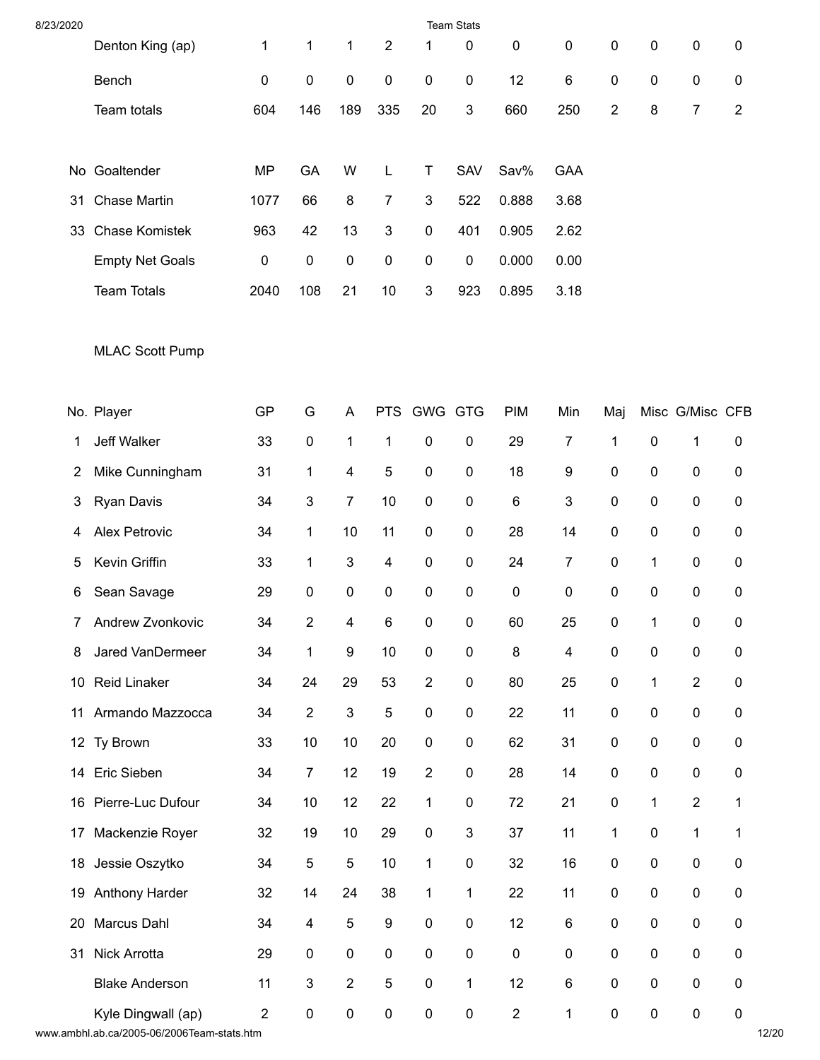| No. | Player | GP | G | A | PTS | GWG | GTG | PIM | Min | Maj | Misc | G/Misc | CFB |
|---|---|---|---|---|---|---|---|---|---|---|---|---|---|
| | Denton King (ap) | 1 | 1 | 1 | 2 | 1 | 0 | 0 | 0 | 0 | 0 | 0 | 0 |
| | Bench | 0 | 0 | 0 | 0 | 0 | 0 | 12 | 6 | 0 | 0 | 0 | 0 |
| | Team totals | 604 | 146 | 189 | 335 | 20 | 3 | 660 | 250 | 2 | 8 | 7 | 2 |

| No | Goaltender | MP | GA | W | L | T | SAV | Sav% | GAA |
|---|---|---|---|---|---|---|---|---|---|
| 31 | Chase Martin | 1077 | 66 | 8 | 7 | 3 | 522 | 0.888 | 3.68 |
| 33 | Chase Komistek | 963 | 42 | 13 | 3 | 0 | 401 | 0.905 | 2.62 |
| | Empty Net Goals | 0 | 0 | 0 | 0 | 0 | 0 | 0.000 | 0.00 |
| | Team Totals | 2040 | 108 | 21 | 10 | 3 | 923 | 0.895 | 3.18 |

MLAC Scott Pump

| No. | Player | GP | G | A | PTS | GWG | GTG | PIM | Min | Maj | Misc | G/Misc | CFB |
|---|---|---|---|---|---|---|---|---|---|---|---|---|---|
| 1 | Jeff Walker | 33 | 0 | 1 | 1 | 0 | 0 | 29 | 7 | 1 | 0 | 1 | 0 |
| 2 | Mike Cunningham | 31 | 1 | 4 | 5 | 0 | 0 | 18 | 9 | 0 | 0 | 0 | 0 |
| 3 | Ryan Davis | 34 | 3 | 7 | 10 | 0 | 0 | 6 | 3 | 0 | 0 | 0 | 0 |
| 4 | Alex Petrovic | 34 | 1 | 10 | 11 | 0 | 0 | 28 | 14 | 0 | 0 | 0 | 0 |
| 5 | Kevin Griffin | 33 | 1 | 3 | 4 | 0 | 0 | 24 | 7 | 0 | 1 | 0 | 0 |
| 6 | Sean Savage | 29 | 0 | 0 | 0 | 0 | 0 | 0 | 0 | 0 | 0 | 0 | 0 |
| 7 | Andrew Zvonkovic | 34 | 2 | 4 | 6 | 0 | 0 | 60 | 25 | 0 | 1 | 0 | 0 |
| 8 | Jared VanDermeer | 34 | 1 | 9 | 10 | 0 | 0 | 8 | 4 | 0 | 0 | 0 | 0 |
| 10 | Reid Linaker | 34 | 24 | 29 | 53 | 2 | 0 | 80 | 25 | 0 | 1 | 2 | 0 |
| 11 | Armando Mazzocca | 34 | 2 | 3 | 5 | 0 | 0 | 22 | 11 | 0 | 0 | 0 | 0 |
| 12 | Ty Brown | 33 | 10 | 10 | 20 | 0 | 0 | 62 | 31 | 0 | 0 | 0 | 0 |
| 14 | Eric Sieben | 34 | 7 | 12 | 19 | 2 | 0 | 28 | 14 | 0 | 0 | 0 | 0 |
| 16 | Pierre-Luc Dufour | 34 | 10 | 12 | 22 | 1 | 0 | 72 | 21 | 0 | 1 | 2 | 1 |
| 17 | Mackenzie Royer | 32 | 19 | 10 | 29 | 0 | 3 | 37 | 11 | 1 | 0 | 1 | 1 |
| 18 | Jessie Oszytko | 34 | 5 | 5 | 10 | 1 | 0 | 32 | 16 | 0 | 0 | 0 | 0 |
| 19 | Anthony Harder | 32 | 14 | 24 | 38 | 1 | 1 | 22 | 11 | 0 | 0 | 0 | 0 |
| 20 | Marcus Dahl | 34 | 4 | 5 | 9 | 0 | 0 | 12 | 6 | 0 | 0 | 0 | 0 |
| 31 | Nick Arrotta | 29 | 0 | 0 | 0 | 0 | 0 | 0 | 0 | 0 | 0 | 0 | 0 |
| | Blake Anderson | 11 | 3 | 2 | 5 | 0 | 1 | 12 | 6 | 0 | 0 | 0 | 0 |
| | Kyle Dingwall (ap) | 2 | 0 | 0 | 0 | 0 | 0 | 2 | 1 | 0 | 0 | 0 | 0 |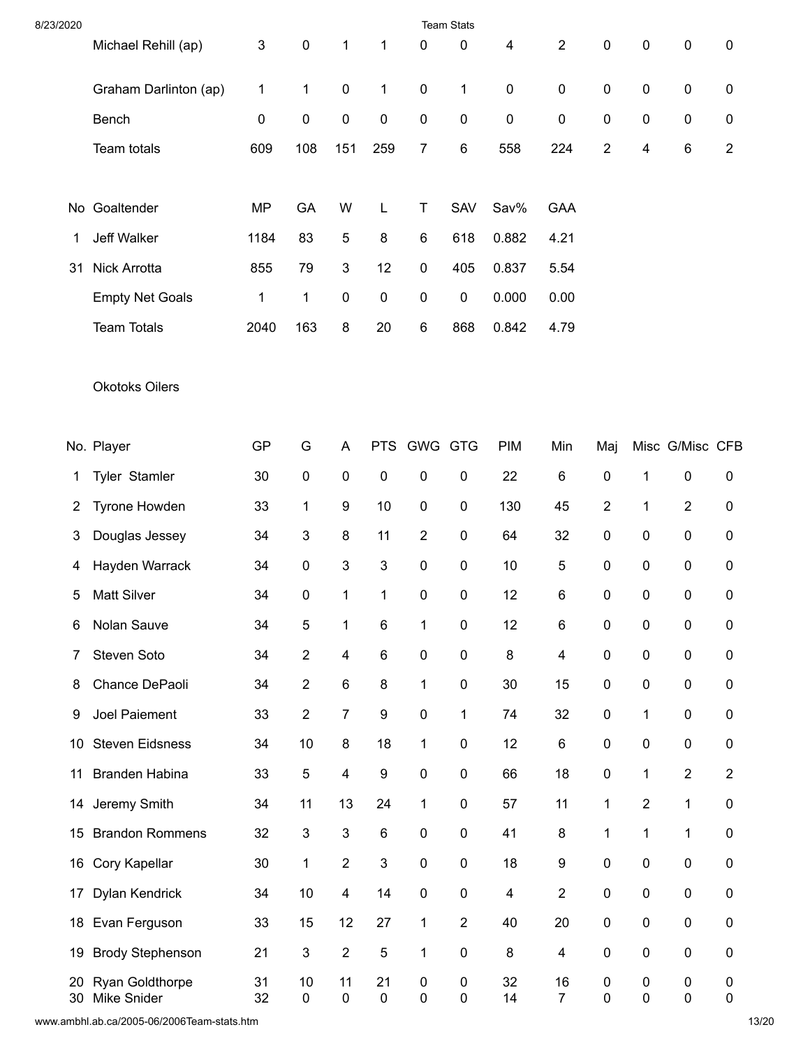| No. | Player | GP | G | A | PTS | GWG | GTG | PIM | Min | Maj | Misc | G/Misc | CFB |
|---|---|---|---|---|---|---|---|---|---|---|---|---|---|
| | Michael Rehill (ap) | 3 | 0 | 1 | 1 | 0 | 0 | 4 | 2 | 0 | 0 | 0 | 0 |
| | Graham Darlinton (ap) | 1 | 1 | 0 | 1 | 0 | 1 | 0 | 0 | 0 | 0 | 0 | 0 |
| | Bench | 0 | 0 | 0 | 0 | 0 | 0 | 0 | 0 | 0 | 0 | 0 | 0 |
| | Team totals | 609 | 108 | 151 | 259 | 7 | 6 | 558 | 224 | 2 | 4 | 6 | 2 |

| No | Goaltender | MP | GA | W | L | T | SAV | Sav% | GAA |
|---|---|---|---|---|---|---|---|---|---|
| 1 | Jeff Walker | 1184 | 83 | 5 | 8 | 6 | 618 | 0.882 | 4.21 |
| 31 | Nick Arrotta | 855 | 79 | 3 | 12 | 0 | 405 | 0.837 | 5.54 |
| | Empty Net Goals | 1 | 1 | 0 | 0 | 0 | 0 | 0.000 | 0.00 |
| | Team Totals | 2040 | 163 | 8 | 20 | 6 | 868 | 0.842 | 4.79 |

Okotoks Oilers

| No. | Player | GP | G | A | PTS | GWG | GTG | PIM | Min | Maj | Misc | G/Misc | CFB |
|---|---|---|---|---|---|---|---|---|---|---|---|---|---|
| 1 | Tyler Stamler | 30 | 0 | 0 | 0 | 0 | 0 | 22 | 6 | 0 | 1 | 0 | 0 |
| 2 | Tyrone Howden | 33 | 1 | 9 | 10 | 0 | 0 | 130 | 45 | 2 | 1 | 2 | 0 |
| 3 | Douglas Jessey | 34 | 3 | 8 | 11 | 2 | 0 | 64 | 32 | 0 | 0 | 0 | 0 |
| 4 | Hayden Warrack | 34 | 0 | 3 | 3 | 0 | 0 | 10 | 5 | 0 | 0 | 0 | 0 |
| 5 | Matt Silver | 34 | 0 | 1 | 1 | 0 | 0 | 12 | 6 | 0 | 0 | 0 | 0 |
| 6 | Nolan Sauve | 34 | 5 | 1 | 6 | 1 | 0 | 12 | 6 | 0 | 0 | 0 | 0 |
| 7 | Steven Soto | 34 | 2 | 4 | 6 | 0 | 0 | 8 | 4 | 0 | 0 | 0 | 0 |
| 8 | Chance DePaoli | 34 | 2 | 6 | 8 | 1 | 0 | 30 | 15 | 0 | 0 | 0 | 0 |
| 9 | Joel Paiement | 33 | 2 | 7 | 9 | 0 | 1 | 74 | 32 | 0 | 1 | 0 | 0 |
| 10 | Steven Eidsness | 34 | 10 | 8 | 18 | 1 | 0 | 12 | 6 | 0 | 0 | 0 | 0 |
| 11 | Branden Habina | 33 | 5 | 4 | 9 | 0 | 0 | 66 | 18 | 0 | 1 | 2 | 2 |
| 14 | Jeremy Smith | 34 | 11 | 13 | 24 | 1 | 0 | 57 | 11 | 1 | 2 | 1 | 0 |
| 15 | Brandon Rommens | 32 | 3 | 3 | 6 | 0 | 0 | 41 | 8 | 1 | 1 | 1 | 0 |
| 16 | Cory Kapellar | 30 | 1 | 2 | 3 | 0 | 0 | 18 | 9 | 0 | 0 | 0 | 0 |
| 17 | Dylan Kendrick | 34 | 10 | 4 | 14 | 0 | 0 | 4 | 2 | 0 | 0 | 0 | 0 |
| 18 | Evan Ferguson | 33 | 15 | 12 | 27 | 1 | 2 | 40 | 20 | 0 | 0 | 0 | 0 |
| 19 | Brody Stephenson | 21 | 3 | 2 | 5 | 1 | 0 | 8 | 4 | 0 | 0 | 0 | 0 |
| 20 | Ryan Goldthorpe | 31 | 10 | 11 | 21 | 0 | 0 | 32 | 16 | 0 | 0 | 0 | 0 |
| 30 | Mike Snider | 32 | 0 | 0 | 0 | 0 | 0 | 14 | 7 | 0 | 0 | 0 | 0 |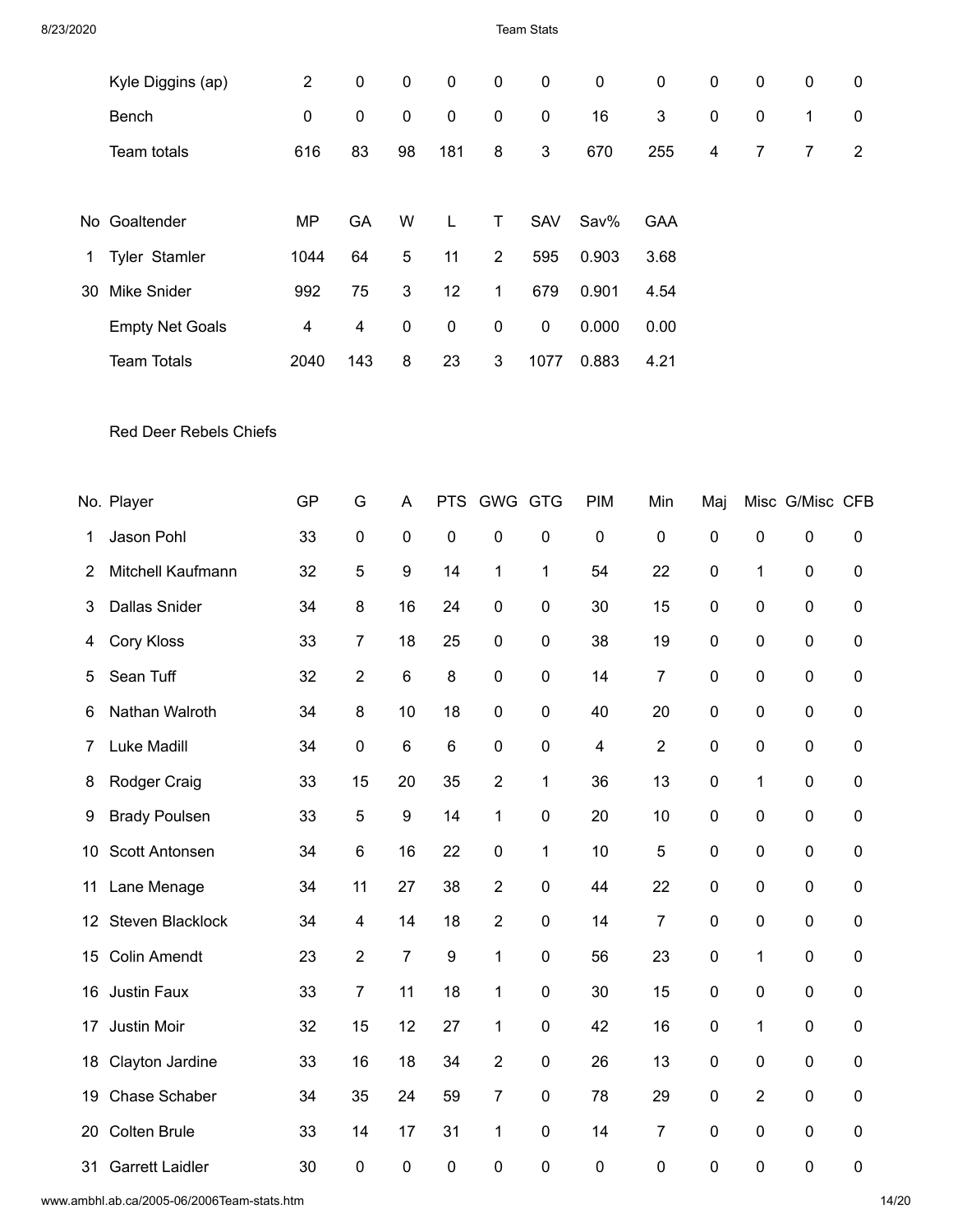| No. | Player | GP | G | A | PTS | GWG | GTG | PIM | Min | Maj | Misc | G/Misc | CFB |
|---|---|---|---|---|---|---|---|---|---|---|---|---|---|
| | Kyle Diggins (ap) | 2 | 0 | 0 | 0 | 0 | 0 | 0 | 0 | 0 | 0 | 0 | 0 |
| | Bench | 0 | 0 | 0 | 0 | 0 | 0 | 16 | 3 | 0 | 0 | 1 | 0 |
| | Team totals | 616 | 83 | 98 | 181 | 8 | 3 | 670 | 255 | 4 | 7 | 7 | 2 |

| No | Goaltender | MP | GA | W | L | T | SAV | Sav% | GAA |
|---|---|---|---|---|---|---|---|---|---|
| 1 | Tyler Stamler | 1044 | 64 | 5 | 11 | 2 | 595 | 0.903 | 3.68 |
| 30 | Mike Snider | 992 | 75 | 3 | 12 | 1 | 679 | 0.901 | 4.54 |
| | Empty Net Goals | 4 | 4 | 0 | 0 | 0 | 0 | 0.000 | 0.00 |
| | Team Totals | 2040 | 143 | 8 | 23 | 3 | 1077 | 0.883 | 4.21 |

Red Deer Rebels Chiefs

| No. | Player | GP | G | A | PTS | GWG | GTG | PIM | Min | Maj | Misc | G/Misc | CFB |
|---|---|---|---|---|---|---|---|---|---|---|---|---|---|
| 1 | Jason Pohl | 33 | 0 | 0 | 0 | 0 | 0 | 0 | 0 | 0 | 0 | 0 | 0 |
| 2 | Mitchell Kaufmann | 32 | 5 | 9 | 14 | 1 | 1 | 54 | 22 | 0 | 1 | 0 | 0 |
| 3 | Dallas Snider | 34 | 8 | 16 | 24 | 0 | 0 | 30 | 15 | 0 | 0 | 0 | 0 |
| 4 | Cory Kloss | 33 | 7 | 18 | 25 | 0 | 0 | 38 | 19 | 0 | 0 | 0 | 0 |
| 5 | Sean Tuff | 32 | 2 | 6 | 8 | 0 | 0 | 14 | 7 | 0 | 0 | 0 | 0 |
| 6 | Nathan Walroth | 34 | 8 | 10 | 18 | 0 | 0 | 40 | 20 | 0 | 0 | 0 | 0 |
| 7 | Luke Madill | 34 | 0 | 6 | 6 | 0 | 0 | 4 | 2 | 0 | 0 | 0 | 0 |
| 8 | Rodger Craig | 33 | 15 | 20 | 35 | 2 | 1 | 36 | 13 | 0 | 1 | 0 | 0 |
| 9 | Brady Poulsen | 33 | 5 | 9 | 14 | 1 | 0 | 20 | 10 | 0 | 0 | 0 | 0 |
| 10 | Scott Antonsen | 34 | 6 | 16 | 22 | 0 | 1 | 10 | 5 | 0 | 0 | 0 | 0 |
| 11 | Lane Menage | 34 | 11 | 27 | 38 | 2 | 0 | 44 | 22 | 0 | 0 | 0 | 0 |
| 12 | Steven Blacklock | 34 | 4 | 14 | 18 | 2 | 0 | 14 | 7 | 0 | 0 | 0 | 0 |
| 15 | Colin Amendt | 23 | 2 | 7 | 9 | 1 | 0 | 56 | 23 | 0 | 1 | 0 | 0 |
| 16 | Justin Faux | 33 | 7 | 11 | 18 | 1 | 0 | 30 | 15 | 0 | 0 | 0 | 0 |
| 17 | Justin Moir | 32 | 15 | 12 | 27 | 1 | 0 | 42 | 16 | 0 | 1 | 0 | 0 |
| 18 | Clayton Jardine | 33 | 16 | 18 | 34 | 2 | 0 | 26 | 13 | 0 | 0 | 0 | 0 |
| 19 | Chase Schaber | 34 | 35 | 24 | 59 | 7 | 0 | 78 | 29 | 0 | 2 | 0 | 0 |
| 20 | Colten Brule | 33 | 14 | 17 | 31 | 1 | 0 | 14 | 7 | 0 | 0 | 0 | 0 |
| 31 | Garrett Laidler | 30 | 0 | 0 | 0 | 0 | 0 | 0 | 0 | 0 | 0 | 0 | 0 |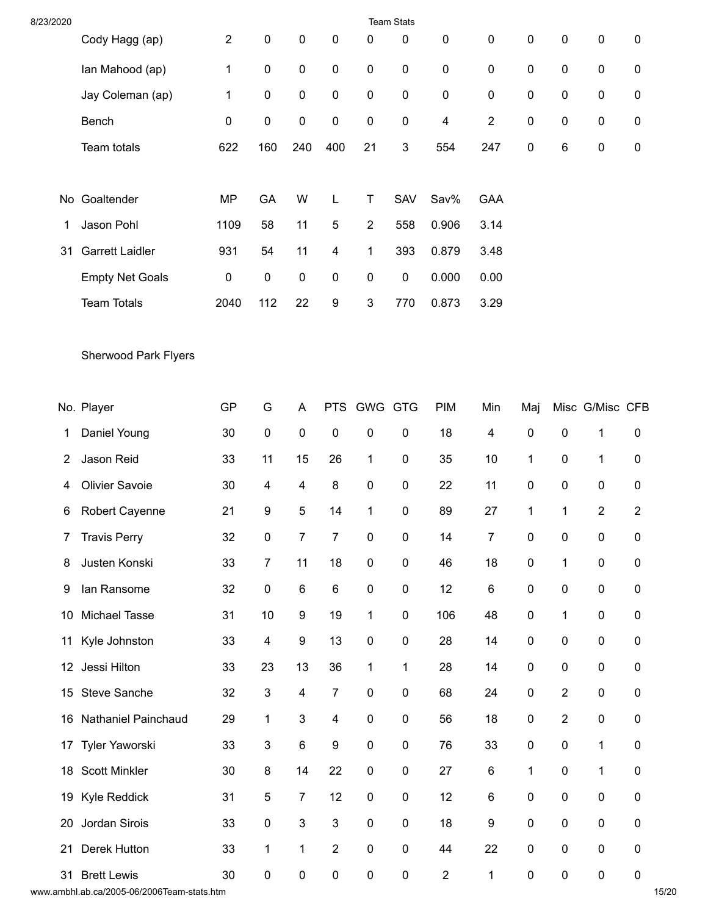| | | | | | | | | | | | | | |
|---|---|---|---|---|---|---|---|---|---|---|---|---|---|
| | Cody Hagg (ap) | 2 | 0 | 0 | 0 | 0 | 0 | 0 | 0 | 0 | 0 | 0 | 0 |
| | Ian Mahood (ap) | 1 | 0 | 0 | 0 | 0 | 0 | 0 | 0 | 0 | 0 | 0 | 0 |
| | Jay Coleman (ap) | 1 | 0 | 0 | 0 | 0 | 0 | 0 | 0 | 0 | 0 | 0 | 0 |
| | Bench | 0 | 0 | 0 | 0 | 0 | 0 | 4 | 2 | 0 | 0 | 0 | 0 |
| | Team totals | 622 | 160 | 240 | 400 | 21 | 3 | 554 | 247 | 0 | 6 | 0 | 0 |

| No | Goaltender | MP | GA | W | L | T | SAV | Sav% | GAA |
|---|---|---|---|---|---|---|---|---|---|
| 1 | Jason Pohl | 1109 | 58 | 11 | 5 | 2 | 558 | 0.906 | 3.14 |
| 31 | Garrett Laidler | 931 | 54 | 11 | 4 | 1 | 393 | 0.879 | 3.48 |
| | Empty Net Goals | 0 | 0 | 0 | 0 | 0 | 0 | 0.000 | 0.00 |
| | Team Totals | 2040 | 112 | 22 | 9 | 3 | 770 | 0.873 | 3.29 |

Sherwood Park Flyers

| No. | Player | GP | G | A | PTS | GWG | GTG | PIM | Min | Maj | Misc | G/Misc | CFB |
|---|---|---|---|---|---|---|---|---|---|---|---|---|---|
| 1 | Daniel Young | 30 | 0 | 0 | 0 | 0 | 0 | 18 | 4 | 0 | 0 | 1 | 0 |
| 2 | Jason Reid | 33 | 11 | 15 | 26 | 1 | 0 | 35 | 10 | 1 | 0 | 1 | 0 |
| 4 | Olivier Savoie | 30 | 4 | 4 | 8 | 0 | 0 | 22 | 11 | 0 | 0 | 0 | 0 |
| 6 | Robert Cayenne | 21 | 9 | 5 | 14 | 1 | 0 | 89 | 27 | 1 | 1 | 2 | 2 |
| 7 | Travis Perry | 32 | 0 | 7 | 7 | 0 | 0 | 14 | 7 | 0 | 0 | 0 | 0 |
| 8 | Justen Konski | 33 | 7 | 11 | 18 | 0 | 0 | 46 | 18 | 0 | 1 | 0 | 0 |
| 9 | Ian Ransome | 32 | 0 | 6 | 6 | 0 | 0 | 12 | 6 | 0 | 0 | 0 | 0 |
| 10 | Michael Tasse | 31 | 10 | 9 | 19 | 1 | 0 | 106 | 48 | 0 | 1 | 0 | 0 |
| 11 | Kyle Johnston | 33 | 4 | 9 | 13 | 0 | 0 | 28 | 14 | 0 | 0 | 0 | 0 |
| 12 | Jessi Hilton | 33 | 23 | 13 | 36 | 1 | 1 | 28 | 14 | 0 | 0 | 0 | 0 |
| 15 | Steve Sanche | 32 | 3 | 4 | 7 | 0 | 0 | 68 | 24 | 0 | 2 | 0 | 0 |
| 16 | Nathaniel Painchaud | 29 | 1 | 3 | 4 | 0 | 0 | 56 | 18 | 0 | 2 | 0 | 0 |
| 17 | Tyler Yaworski | 33 | 3 | 6 | 9 | 0 | 0 | 76 | 33 | 0 | 0 | 1 | 0 |
| 18 | Scott Minkler | 30 | 8 | 14 | 22 | 0 | 0 | 27 | 6 | 1 | 0 | 1 | 0 |
| 19 | Kyle Reddick | 31 | 5 | 7 | 12 | 0 | 0 | 12 | 6 | 0 | 0 | 0 | 0 |
| 20 | Jordan Sirois | 33 | 0 | 3 | 3 | 0 | 0 | 18 | 9 | 0 | 0 | 0 | 0 |
| 21 | Derek Hutton | 33 | 1 | 1 | 2 | 0 | 0 | 44 | 22 | 0 | 0 | 0 | 0 |
| 31 | Brett Lewis | 30 | 0 | 0 | 0 | 0 | 0 | 2 | 1 | 0 | 0 | 0 | 0 |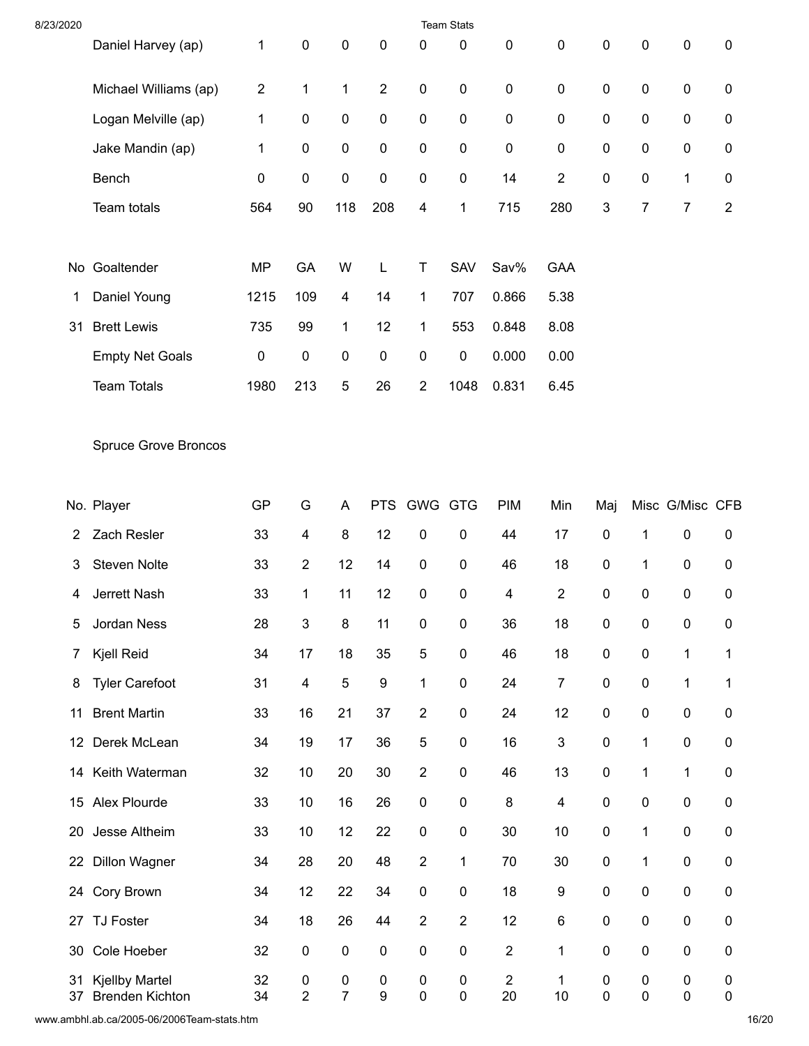| No. | Player | GP | G | A | PTS | GWG | GTG | PIM | Min | Maj | Misc | G/Misc | CFB |
|---|---|---|---|---|---|---|---|---|---|---|---|---|---|
| | Daniel Harvey (ap) | 1 | 0 | 0 | 0 | 0 | 0 | 0 | 0 | 0 | 0 | 0 | 0 |
| | Michael Williams (ap) | 2 | 1 | 1 | 2 | 0 | 0 | 0 | 0 | 0 | 0 | 0 | 0 |
| | Logan Melville (ap) | 1 | 0 | 0 | 0 | 0 | 0 | 0 | 0 | 0 | 0 | 0 | 0 |
| | Jake Mandin (ap) | 1 | 0 | 0 | 0 | 0 | 0 | 0 | 0 | 0 | 0 | 0 | 0 |
| | Bench | 0 | 0 | 0 | 0 | 0 | 0 | 14 | 2 | 0 | 0 | 1 | 0 |
| | Team totals | 564 | 90 | 118 | 208 | 4 | 1 | 715 | 280 | 3 | 7 | 7 | 2 |

| No | Goaltender | MP | GA | W | L | T | SAV | Sav% | GAA |
|---|---|---|---|---|---|---|---|---|---|
| 1 | Daniel Young | 1215 | 109 | 4 | 14 | 1 | 707 | 0.866 | 5.38 |
| 31 | Brett Lewis | 735 | 99 | 1 | 12 | 1 | 553 | 0.848 | 8.08 |
| | Empty Net Goals | 0 | 0 | 0 | 0 | 0 | 0 | 0.000 | 0.00 |
| | Team Totals | 1980 | 213 | 5 | 26 | 2 | 1048 | 0.831 | 6.45 |

Spruce Grove Broncos

| No. | Player | GP | G | A | PTS | GWG | GTG | PIM | Min | Maj | Misc | G/Misc | CFB |
|---|---|---|---|---|---|---|---|---|---|---|---|---|---|
| 2 | Zach Resler | 33 | 4 | 8 | 12 | 0 | 0 | 44 | 17 | 0 | 1 | 0 | 0 |
| 3 | Steven Nolte | 33 | 2 | 12 | 14 | 0 | 0 | 46 | 18 | 0 | 1 | 0 | 0 |
| 4 | Jerrett Nash | 33 | 1 | 11 | 12 | 0 | 0 | 4 | 2 | 0 | 0 | 0 | 0 |
| 5 | Jordan Ness | 28 | 3 | 8 | 11 | 0 | 0 | 36 | 18 | 0 | 0 | 0 | 0 |
| 7 | Kjell Reid | 34 | 17 | 18 | 35 | 5 | 0 | 46 | 18 | 0 | 0 | 1 | 1 |
| 8 | Tyler Carefoot | 31 | 4 | 5 | 9 | 1 | 0 | 24 | 7 | 0 | 0 | 1 | 1 |
| 11 | Brent Martin | 33 | 16 | 21 | 37 | 2 | 0 | 24 | 12 | 0 | 0 | 0 | 0 |
| 12 | Derek McLean | 34 | 19 | 17 | 36 | 5 | 0 | 16 | 3 | 0 | 1 | 0 | 0 |
| 14 | Keith Waterman | 32 | 10 | 20 | 30 | 2 | 0 | 46 | 13 | 0 | 1 | 1 | 0 |
| 15 | Alex Plourde | 33 | 10 | 16 | 26 | 0 | 0 | 8 | 4 | 0 | 0 | 0 | 0 |
| 20 | Jesse Altheim | 33 | 10 | 12 | 22 | 0 | 0 | 30 | 10 | 0 | 1 | 0 | 0 |
| 22 | Dillon Wagner | 34 | 28 | 20 | 48 | 2 | 1 | 70 | 30 | 0 | 1 | 0 | 0 |
| 24 | Cory Brown | 34 | 12 | 22 | 34 | 0 | 0 | 18 | 9 | 0 | 0 | 0 | 0 |
| 27 | TJ Foster | 34 | 18 | 26 | 44 | 2 | 2 | 12 | 6 | 0 | 0 | 0 | 0 |
| 30 | Cole Hoeber | 32 | 0 | 0 | 0 | 0 | 0 | 2 | 1 | 0 | 0 | 0 | 0 |
| 31 | Kjellby Martel | 32 | 0 | 0 | 0 | 0 | 0 | 2 | 1 | 0 | 0 | 0 | 0 |
| 37 | Brenden Kichton | 34 | 2 | 7 | 9 | 0 | 0 | 20 | 10 | 0 | 0 | 0 | 0 |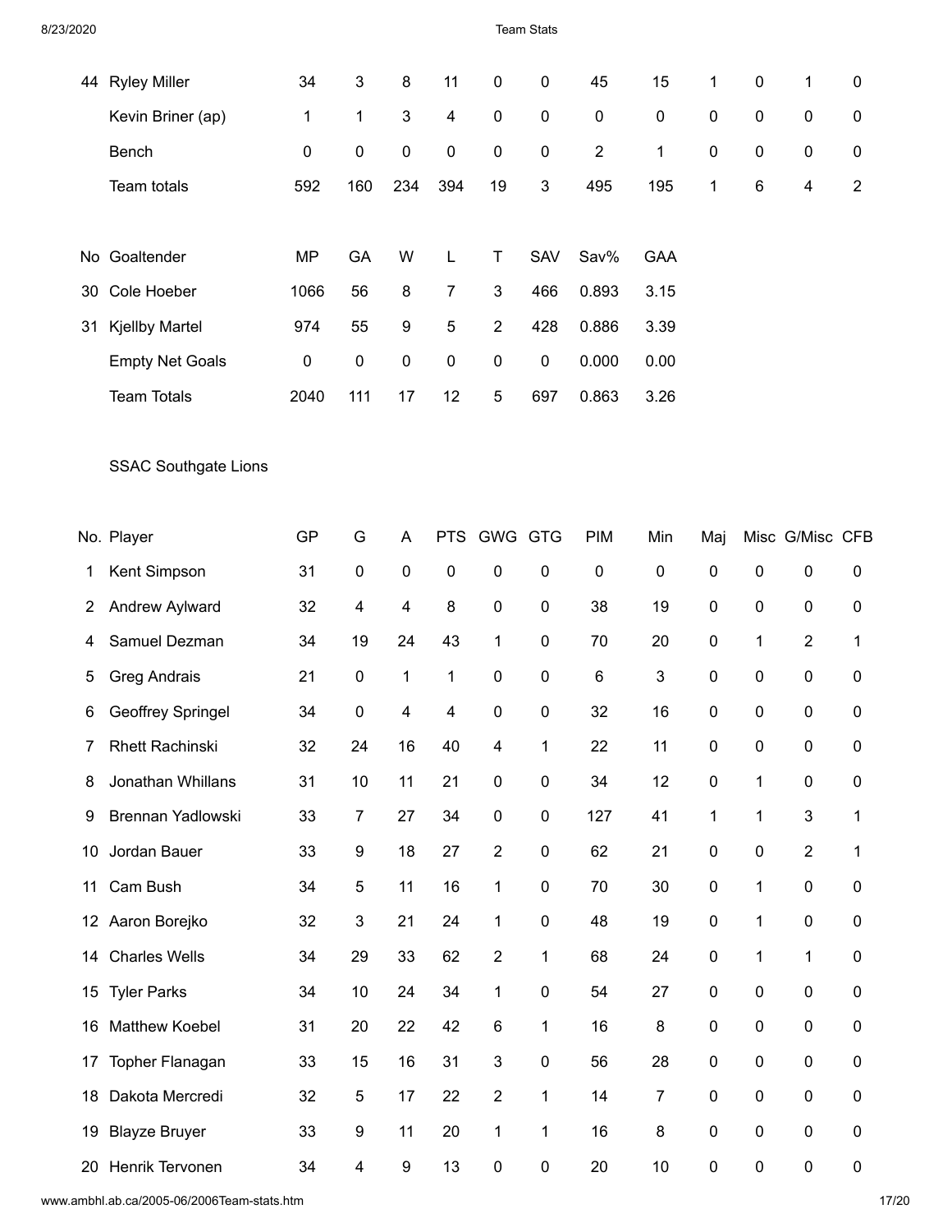| 44 | Ryley Miller | 34 | 3 | 8 | 11 | 0 | 0 | 45 | 15 | 1 | 0 | 1 | 0 |
|---|---|---|---|---|---|---|---|---|---|---|---|---|---|
| | Kevin Briner (ap) | 1 | 1 | 3 | 4 | 0 | 0 | 0 | 0 | 0 | 0 | 0 | 0 |
| | Bench | 0 | 0 | 0 | 0 | 0 | 0 | 2 | 1 | 0 | 0 | 0 | 0 |
| | Team totals | 592 | 160 | 234 | 394 | 19 | 3 | 495 | 195 | 1 | 6 | 4 | 2 |

| No | Goaltender | MP | GA | W | L | T | SAV | Sav% | GAA |
|---|---|---|---|---|---|---|---|---|---|
| 30 | Cole Hoeber | 1066 | 56 | 8 | 7 | 3 | 466 | 0.893 | 3.15 |
| 31 | Kjellby Martel | 974 | 55 | 9 | 5 | 2 | 428 | 0.886 | 3.39 |
| | Empty Net Goals | 0 | 0 | 0 | 0 | 0 | 0 | 0.000 | 0.00 |
| | Team Totals | 2040 | 111 | 17 | 12 | 5 | 697 | 0.863 | 3.26 |

SSAC Southgate Lions

| No. | Player | GP | G | A | PTS | GWG | GTG | PIM | Min | Maj | Misc | G/Misc | CFB |
|---|---|---|---|---|---|---|---|---|---|---|---|---|---|
| 1 | Kent Simpson | 31 | 0 | 0 | 0 | 0 | 0 | 0 | 0 | 0 | 0 | 0 | 0 |
| 2 | Andrew Aylward | 32 | 4 | 4 | 8 | 0 | 0 | 38 | 19 | 0 | 0 | 0 | 0 |
| 4 | Samuel Dezman | 34 | 19 | 24 | 43 | 1 | 0 | 70 | 20 | 0 | 1 | 2 | 1 |
| 5 | Greg Andrais | 21 | 0 | 1 | 1 | 0 | 0 | 6 | 3 | 0 | 0 | 0 | 0 |
| 6 | Geoffrey Springel | 34 | 0 | 4 | 4 | 0 | 0 | 32 | 16 | 0 | 0 | 0 | 0 |
| 7 | Rhett Rachinski | 32 | 24 | 16 | 40 | 4 | 1 | 22 | 11 | 0 | 0 | 0 | 0 |
| 8 | Jonathan Whillans | 31 | 10 | 11 | 21 | 0 | 0 | 34 | 12 | 0 | 1 | 0 | 0 |
| 9 | Brennan Yadlowski | 33 | 7 | 27 | 34 | 0 | 0 | 127 | 41 | 1 | 1 | 3 | 1 |
| 10 | Jordan Bauer | 33 | 9 | 18 | 27 | 2 | 0 | 62 | 21 | 0 | 0 | 2 | 1 |
| 11 | Cam Bush | 34 | 5 | 11 | 16 | 1 | 0 | 70 | 30 | 0 | 1 | 0 | 0 |
| 12 | Aaron Borejko | 32 | 3 | 21 | 24 | 1 | 0 | 48 | 19 | 0 | 1 | 0 | 0 |
| 14 | Charles Wells | 34 | 29 | 33 | 62 | 2 | 1 | 68 | 24 | 0 | 1 | 1 | 0 |
| 15 | Tyler Parks | 34 | 10 | 24 | 34 | 1 | 0 | 54 | 27 | 0 | 0 | 0 | 0 |
| 16 | Matthew Koebel | 31 | 20 | 22 | 42 | 6 | 1 | 16 | 8 | 0 | 0 | 0 | 0 |
| 17 | Topher Flanagan | 33 | 15 | 16 | 31 | 3 | 0 | 56 | 28 | 0 | 0 | 0 | 0 |
| 18 | Dakota Mercredi | 32 | 5 | 17 | 22 | 2 | 1 | 14 | 7 | 0 | 0 | 0 | 0 |
| 19 | Blayze Bruyer | 33 | 9 | 11 | 20 | 1 | 1 | 16 | 8 | 0 | 0 | 0 | 0 |
| 20 | Henrik Tervonen | 34 | 4 | 9 | 13 | 0 | 0 | 20 | 10 | 0 | 0 | 0 | 0 |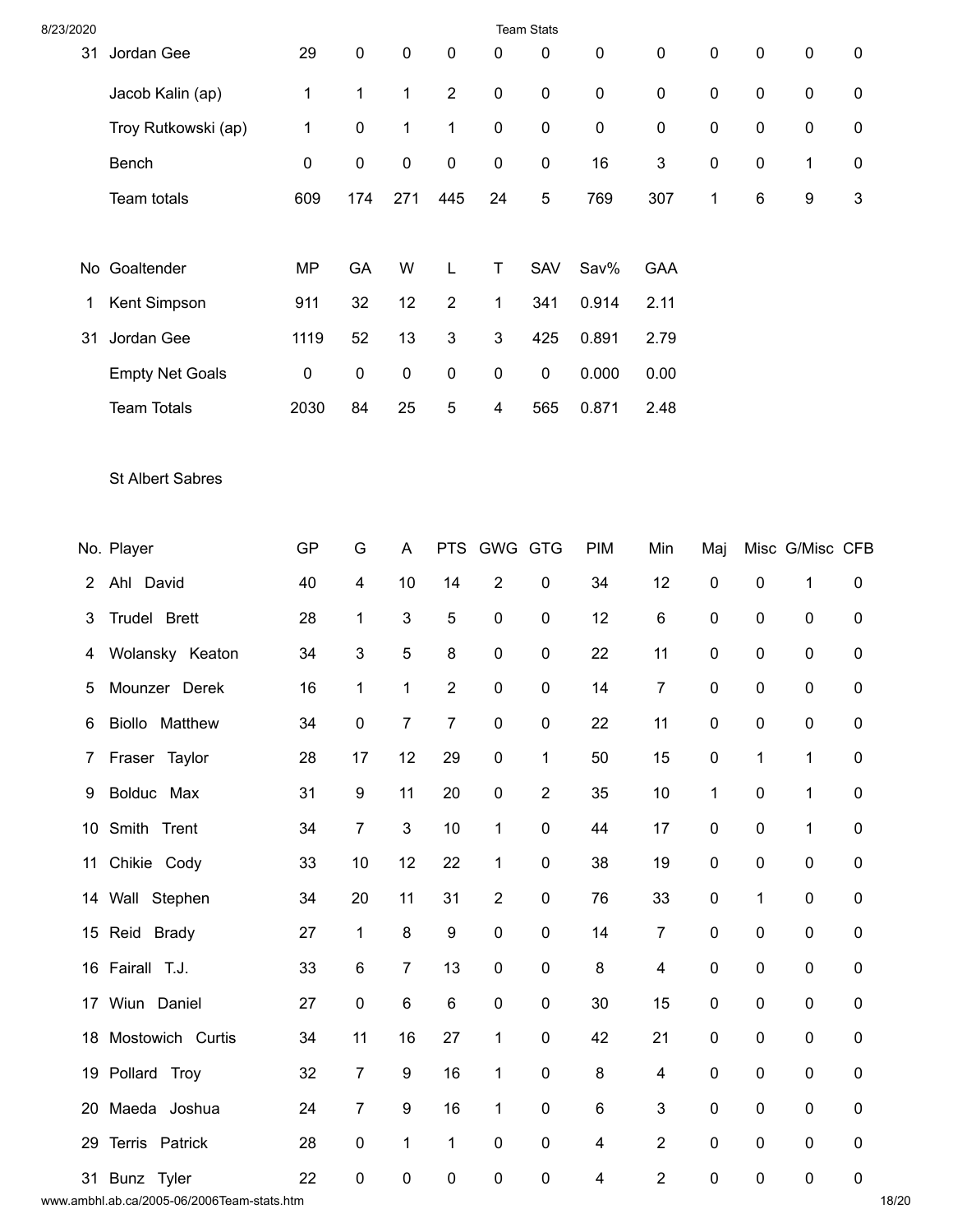| No. | Player | GP | G | A | PTS | GWG | GTG | PIM | Min | Maj | Misc | G/Misc | CFB |
|---|---|---|---|---|---|---|---|---|---|---|---|---|---|
| 31 | Jordan Gee | 29 | 0 | 0 | 0 | 0 | 0 | 0 | 0 | 0 | 0 | 0 | 0 |
| | Jacob Kalin (ap) | 1 | 1 | 1 | 2 | 0 | 0 | 0 | 0 | 0 | 0 | 0 | 0 |
| | Troy Rutkowski (ap) | 1 | 0 | 1 | 1 | 0 | 0 | 0 | 0 | 0 | 0 | 0 | 0 |
| | Bench | 0 | 0 | 0 | 0 | 0 | 0 | 16 | 3 | 0 | 0 | 1 | 0 |
| | Team totals | 609 | 174 | 271 | 445 | 24 | 5 | 769 | 307 | 1 | 6 | 9 | 3 |

| No | Goaltender | MP | GA | W | L | T | SAV | Sav% | GAA |
|---|---|---|---|---|---|---|---|---|---|
| 1 | Kent Simpson | 911 | 32 | 12 | 2 | 1 | 341 | 0.914 | 2.11 |
| 31 | Jordan Gee | 1119 | 52 | 13 | 3 | 3 | 425 | 0.891 | 2.79 |
| | Empty Net Goals | 0 | 0 | 0 | 0 | 0 | 0 | 0.000 | 0.00 |
| | Team Totals | 2030 | 84 | 25 | 5 | 4 | 565 | 0.871 | 2.48 |

St Albert Sabres

| No. | Player | GP | G | A | PTS | GWG | GTG | PIM | Min | Maj | Misc | G/Misc | CFB |
|---|---|---|---|---|---|---|---|---|---|---|---|---|---|
| 2 | Ahl David | 40 | 4 | 10 | 14 | 2 | 0 | 34 | 12 | 0 | 0 | 1 | 0 |
| 3 | Trudel Brett | 28 | 1 | 3 | 5 | 0 | 0 | 12 | 6 | 0 | 0 | 0 | 0 |
| 4 | Wolansky Keaton | 34 | 3 | 5 | 8 | 0 | 0 | 22 | 11 | 0 | 0 | 0 | 0 |
| 5 | Mounzer Derek | 16 | 1 | 1 | 2 | 0 | 0 | 14 | 7 | 0 | 0 | 0 | 0 |
| 6 | Biollo Matthew | 34 | 0 | 7 | 7 | 0 | 0 | 22 | 11 | 0 | 0 | 0 | 0 |
| 7 | Fraser Taylor | 28 | 17 | 12 | 29 | 0 | 1 | 50 | 15 | 0 | 1 | 1 | 0 |
| 9 | Bolduc Max | 31 | 9 | 11 | 20 | 0 | 2 | 35 | 10 | 1 | 0 | 1 | 0 |
| 10 | Smith Trent | 34 | 7 | 3 | 10 | 1 | 0 | 44 | 17 | 0 | 0 | 1 | 0 |
| 11 | Chikie Cody | 33 | 10 | 12 | 22 | 1 | 0 | 38 | 19 | 0 | 0 | 0 | 0 |
| 14 | Wall Stephen | 34 | 20 | 11 | 31 | 2 | 0 | 76 | 33 | 0 | 1 | 0 | 0 |
| 15 | Reid Brady | 27 | 1 | 8 | 9 | 0 | 0 | 14 | 7 | 0 | 0 | 0 | 0 |
| 16 | Fairall T.J. | 33 | 6 | 7 | 13 | 0 | 0 | 8 | 4 | 0 | 0 | 0 | 0 |
| 17 | Wiun Daniel | 27 | 0 | 6 | 6 | 0 | 0 | 30 | 15 | 0 | 0 | 0 | 0 |
| 18 | Mostowich Curtis | 34 | 11 | 16 | 27 | 1 | 0 | 42 | 21 | 0 | 0 | 0 | 0 |
| 19 | Pollard Troy | 32 | 7 | 9 | 16 | 1 | 0 | 8 | 4 | 0 | 0 | 0 | 0 |
| 20 | Maeda Joshua | 24 | 7 | 9 | 16 | 1 | 0 | 6 | 3 | 0 | 0 | 0 | 0 |
| 29 | Terris Patrick | 28 | 0 | 1 | 1 | 0 | 0 | 4 | 2 | 0 | 0 | 0 | 0 |
| 31 | Bunz Tyler | 22 | 0 | 0 | 0 | 0 | 0 | 4 | 2 | 0 | 0 | 0 | 0 |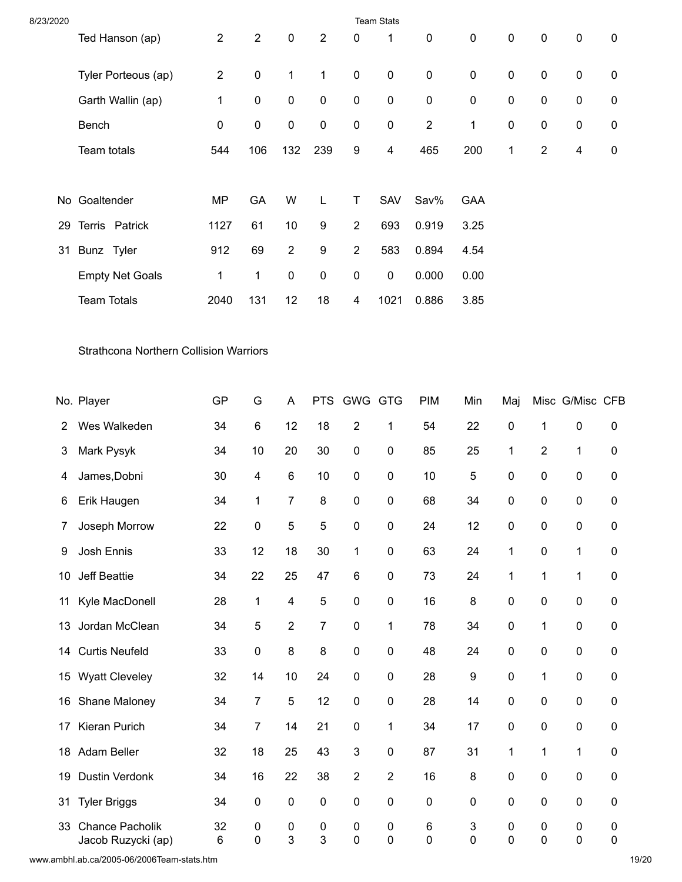| | | | | | | | | | | | | | |
|---|---|---|---|---|---|---|---|---|---|---|---|---|---|
| | Ted Hanson (ap) | 2 | 2 | 0 | 2 | 0 | 1 | 0 | 0 | 0 | 0 | 0 | 0 |
| | Tyler Porteous (ap) | 2 | 0 | 1 | 1 | 0 | 0 | 0 | 0 | 0 | 0 | 0 | 0 |
| | Garth Wallin (ap) | 1 | 0 | 0 | 0 | 0 | 0 | 0 | 0 | 0 | 0 | 0 | 0 |
| | Bench | 0 | 0 | 0 | 0 | 0 | 0 | 2 | 1 | 0 | 0 | 0 | 0 |
| | Team totals | 544 | 106 | 132 | 239 | 9 | 4 | 465 | 200 | 1 | 2 | 4 | 0 |

| No | Goaltender | MP | GA | W | L | T | SAV | Sav% | GAA |
|---|---|---|---|---|---|---|---|---|---|
| 29 | Terris Patrick | 1127 | 61 | 10 | 9 | 2 | 693 | 0.919 | 3.25 |
| 31 | Bunz Tyler | 912 | 69 | 2 | 9 | 2 | 583 | 0.894 | 4.54 |
| | Empty Net Goals | 1 | 1 | 0 | 0 | 0 | 0 | 0.000 | 0.00 |
| | Team Totals | 2040 | 131 | 12 | 18 | 4 | 1021 | 0.886 | 3.85 |

Strathcona Northern Collision Warriors

| No. | Player | GP | G | A | PTS | GWG | GTG | PIM | Min | Maj | Misc | G/Misc | CFB |
|---|---|---|---|---|---|---|---|---|---|---|---|---|---|
| 2 | Wes Walkeden | 34 | 6 | 12 | 18 | 2 | 1 | 54 | 22 | 0 | 1 | 0 | 0 |
| 3 | Mark Pysyk | 34 | 10 | 20 | 30 | 0 | 0 | 85 | 25 | 1 | 2 | 1 | 0 |
| 4 | James,Dobni | 30 | 4 | 6 | 10 | 0 | 0 | 10 | 5 | 0 | 0 | 0 | 0 |
| 6 | Erik Haugen | 34 | 1 | 7 | 8 | 0 | 0 | 68 | 34 | 0 | 0 | 0 | 0 |
| 7 | Joseph Morrow | 22 | 0 | 5 | 5 | 0 | 0 | 24 | 12 | 0 | 0 | 0 | 0 |
| 9 | Josh Ennis | 33 | 12 | 18 | 30 | 1 | 0 | 63 | 24 | 1 | 0 | 1 | 0 |
| 10 | Jeff Beattie | 34 | 22 | 25 | 47 | 6 | 0 | 73 | 24 | 1 | 1 | 1 | 0 |
| 11 | Kyle MacDonell | 28 | 1 | 4 | 5 | 0 | 0 | 16 | 8 | 0 | 0 | 0 | 0 |
| 13 | Jordan McClean | 34 | 5 | 2 | 7 | 0 | 1 | 78 | 34 | 0 | 1 | 0 | 0 |
| 14 | Curtis Neufeld | 33 | 0 | 8 | 8 | 0 | 0 | 48 | 24 | 0 | 0 | 0 | 0 |
| 15 | Wyatt Cleveley | 32 | 14 | 10 | 24 | 0 | 0 | 28 | 9 | 0 | 1 | 0 | 0 |
| 16 | Shane Maloney | 34 | 7 | 5 | 12 | 0 | 0 | 28 | 14 | 0 | 0 | 0 | 0 |
| 17 | Kieran Purich | 34 | 7 | 14 | 21 | 0 | 1 | 34 | 17 | 0 | 0 | 0 | 0 |
| 18 | Adam Beller | 32 | 18 | 25 | 43 | 3 | 0 | 87 | 31 | 1 | 1 | 1 | 0 |
| 19 | Dustin Verdonk | 34 | 16 | 22 | 38 | 2 | 2 | 16 | 8 | 0 | 0 | 0 | 0 |
| 31 | Tyler Briggs | 34 | 0 | 0 | 0 | 0 | 0 | 0 | 0 | 0 | 0 | 0 | 0 |
| 33 | Chance Pacholik | 32 | 0 | 0 | 0 | 0 | 0 | 6 | 3 | 0 | 0 | 0 | 0 |
| | Jacob Ruzycki (ap) | 6 | 0 | 3 | 3 | 0 | 0 | 0 | 0 | 0 | 0 | 0 | 0 |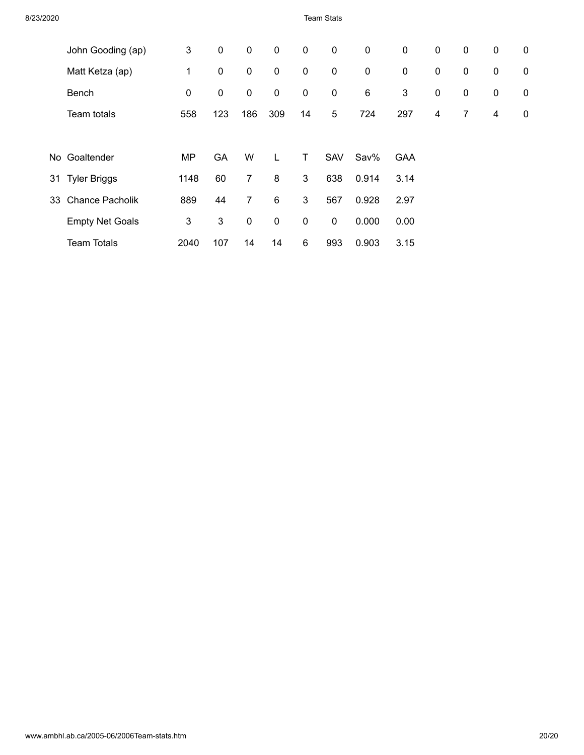| | | | | | | | | | | | | | |
|---|---|---|---|---|---|---|---|---|---|---|---|---|---|
| | John Gooding (ap) | 3 | 0 | 0 | 0 | 0 | 0 | 0 | 0 | 0 | 0 | 0 | 0 |
| | Matt Ketza (ap) | 1 | 0 | 0 | 0 | 0 | 0 | 0 | 0 | 0 | 0 | 0 | 0 |
| | Bench | 0 | 0 | 0 | 0 | 0 | 0 | 6 | 3 | 0 | 0 | 0 | 0 |
| | Team totals | 558 | 123 | 186 | 309 | 14 | 5 | 724 | 297 | 4 | 7 | 4 | 0 |

| No | Goaltender | MP | GA | W | L | T | SAV | Sav% | GAA |
|---|---|---|---|---|---|---|---|---|---|
| 31 | Tyler Briggs | 1148 | 60 | 7 | 8 | 3 | 638 | 0.914 | 3.14 |
| 33 | Chance Pacholik | 889 | 44 | 7 | 6 | 3 | 567 | 0.928 | 2.97 |
| | Empty Net Goals | 3 | 3 | 0 | 0 | 0 | 0 | 0.000 | 0.00 |
| | Team Totals | 2040 | 107 | 14 | 14 | 6 | 993 | 0.903 | 3.15 |